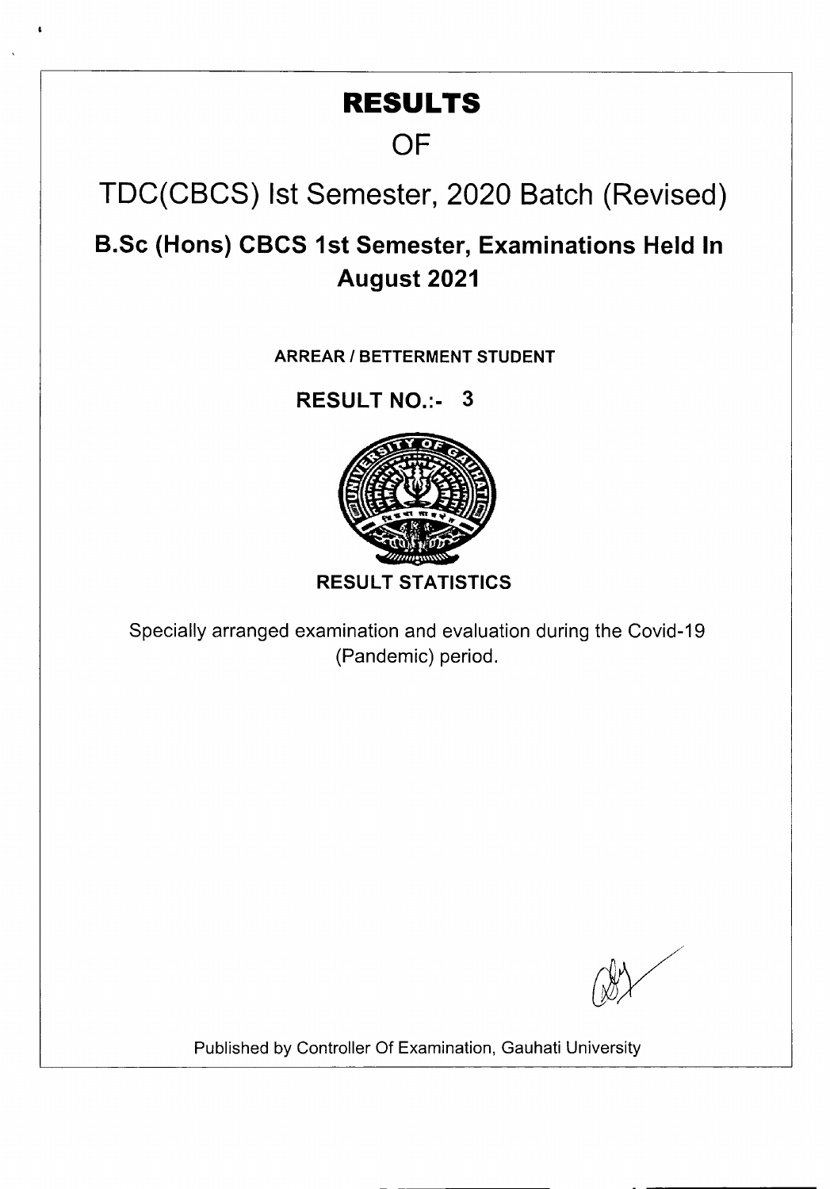# RESULTS

## OF

## TDC(CBCS) Ist Semester, 2020 Batch (Revised)

### B.Sc (Hons) CBCS 1st Semester, Examinations Held In August 2021

**ARREAR / BETTERMENT STUDENT**

**RESULT NO.:- 3**

**RESULT STATISTICS**

Specially arranged examination and evaluation during the Covid-19 (Pandemic) period.

Published by Controller Of Examination, Gauhati University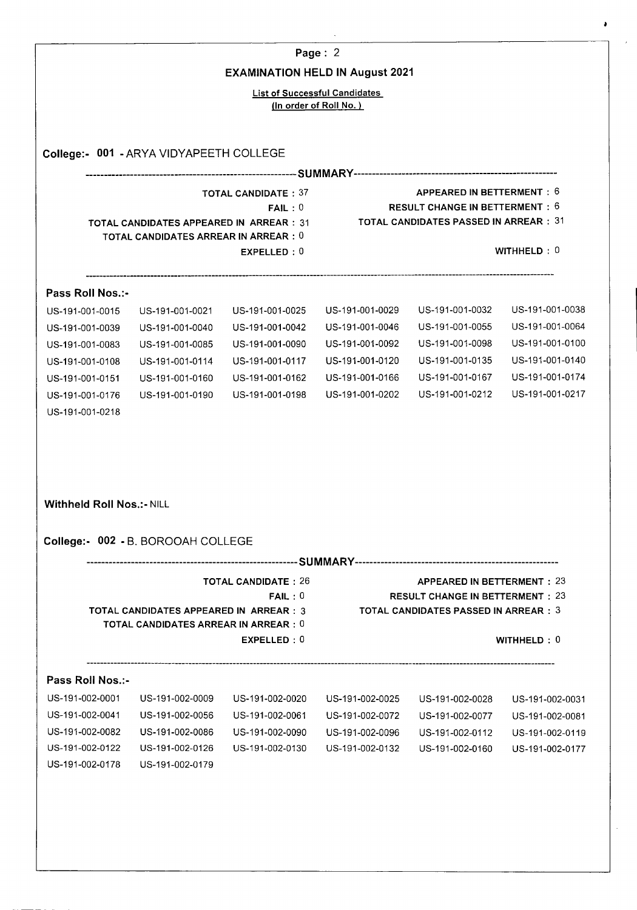## EXAMINATION HELD IN August 2021

**List of Successful Candidates**
**(In order of Roll No.)**

### College:- 001 - ARYA VIDYAPEETH COLLEGE

**SUMMARY**

| | |
|---|---|
| TOTAL CANDIDATE : 37 | APPEARED IN BETTERMENT : 6 |
| FAIL : 0 | RESULT CHANGE IN BETTERMENT : 6 |
| TOTAL CANDIDATES APPEARED IN ARREAR : 31 | TOTAL CANDIDATES PASSED IN ARREAR : 31 |
| TOTAL CANDIDATES ARREAR IN ARREAR : 0 | |
| EXPELLED : 0 | WITHHELD : 0 |

**Pass Roll Nos.:-**

| | | | | | |
|---|---|---|---|---|---|
| US-191-001-0015 | US-191-001-0021 | US-191-001-0025 | US-191-001-0029 | US-191-001-0032 | US-191-001-0038 |
| US-191-001-0039 | US-191-001-0040 | US-191-001-0042 | US-191-001-0046 | US-191-001-0055 | US-191-001-0064 |
| US-191-001-0083 | US-191-001-0085 | US-191-001-0090 | US-191-001-0092 | US-191-001-0098 | US-191-001-0100 |
| US-191-001-0108 | US-191-001-0114 | US-191-001-0117 | US-191-001-0120 | US-191-001-0135 | US-191-001-0140 |
| US-191-001-0151 | US-191-001-0160 | US-191-001-0162 | US-191-001-0166 | US-191-001-0167 | US-191-001-0174 |
| US-191-001-0176 | US-191-001-0190 | US-191-001-0198 | US-191-001-0202 | US-191-001-0212 | US-191-001-0217 |
| US-191-001-0218 | | | | | |

**Withheld Roll Nos.:-** NILL

### College:- 002 - B. BOROOAH COLLEGE

**SUMMARY**

| | |
|---|---|
| TOTAL CANDIDATE : 26 | APPEARED IN BETTERMENT : 23 |
| FAIL : 0 | RESULT CHANGE IN BETTERMENT : 23 |
| TOTAL CANDIDATES APPEARED IN ARREAR : 3 | TOTAL CANDIDATES PASSED IN ARREAR : 3 |
| TOTAL CANDIDATES ARREAR IN ARREAR : 0 | |
| EXPELLED : 0 | WITHHELD : 0 |

**Pass Roll Nos.:-**

| | | | | | |
|---|---|---|---|---|---|
| US-191-002-0001 | US-191-002-0009 | US-191-002-0020 | US-191-002-0025 | US-191-002-0028 | US-191-002-0031 |
| US-191-002-0041 | US-191-002-0056 | US-191-002-0061 | US-191-002-0072 | US-191-002-0077 | US-191-002-0081 |
| US-191-002-0082 | US-191-002-0086 | US-191-002-0090 | US-191-002-0096 | US-191-002-0112 | US-191-002-0119 |
| US-191-002-0122 | US-191-002-0126 | US-191-002-0130 | US-191-002-0132 | US-191-002-0160 | US-191-002-0177 |
| US-191-002-0178 | US-191-002-0179 | | | | |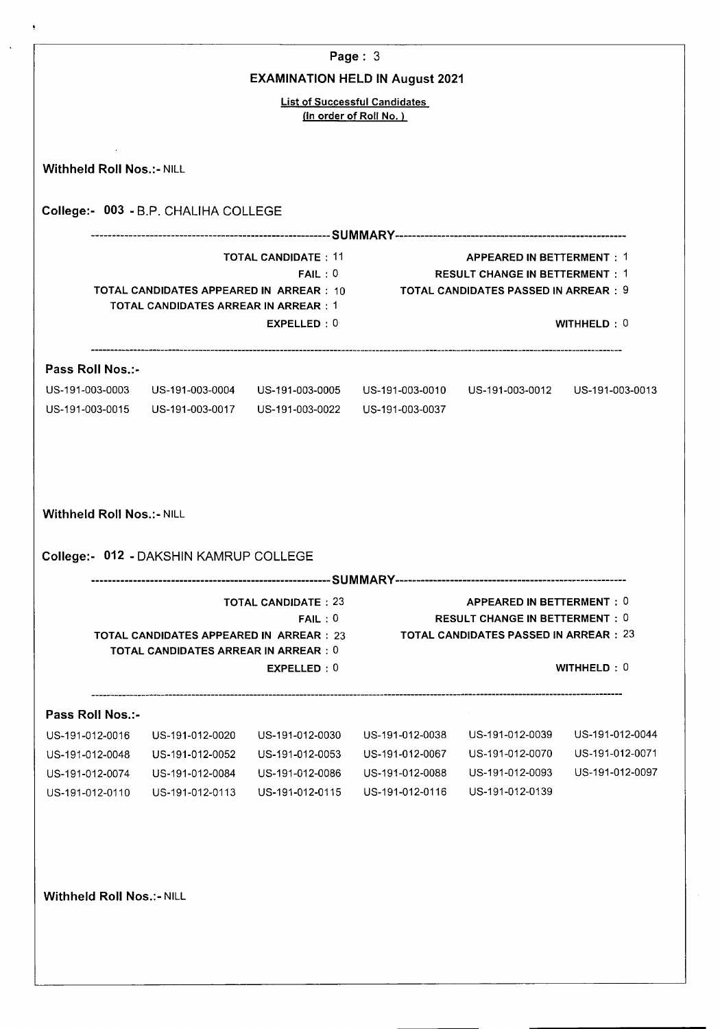## EXAMINATION HELD IN August 2021

**List of Successful Candidates**
**(In order of Roll No. )**

**Withheld Roll Nos.:-** NILL

### College:- 003 - B.P. CHALIHA COLLEGE

------------------------------------------------------------SUMMARY------------------------------------------------------------

| | |
|---|---|
| TOTAL CANDIDATE : 11 | APPEARED IN BETTERMENT : 1 |
| FAIL : 0 | RESULT CHANGE IN BETTERMENT : 1 |
| TOTAL CANDIDATES APPEARED IN ARREAR : 10 | TOTAL CANDIDATES PASSED IN ARREAR : 9 |
| TOTAL CANDIDATES ARREAR IN ARREAR : 1 | |
| EXPELLED : 0 | WITHHELD : 0 |

**Pass Roll Nos.:-**

| | | | | | |
|---|---|---|---|---|---|
| US-191-003-0003 | US-191-003-0004 | US-191-003-0005 | US-191-003-0010 | US-191-003-0012 | US-191-003-0013 |
| US-191-003-0015 | US-191-003-0017 | US-191-003-0022 | US-191-003-0037 | | |

**Withheld Roll Nos.:-** NILL

### College:- 012 - DAKSHIN KAMRUP COLLEGE

------------------------------------------------------------SUMMARY------------------------------------------------------------

| | |
|---|---|
| TOTAL CANDIDATE : 23 | APPEARED IN BETTERMENT : 0 |
| FAIL : 0 | RESULT CHANGE IN BETTERMENT : 0 |
| TOTAL CANDIDATES APPEARED IN ARREAR : 23 | TOTAL CANDIDATES PASSED IN ARREAR : 23 |
| TOTAL CANDIDATES ARREAR IN ARREAR : 0 | |
| EXPELLED : 0 | WITHHELD : 0 |

**Pass Roll Nos.:-**

| | | | | | |
|---|---|---|---|---|---|
| US-191-012-0016 | US-191-012-0020 | US-191-012-0030 | US-191-012-0038 | US-191-012-0039 | US-191-012-0044 |
| US-191-012-0048 | US-191-012-0052 | US-191-012-0053 | US-191-012-0067 | US-191-012-0070 | US-191-012-0071 |
| US-191-012-0074 | US-191-012-0084 | US-191-012-0086 | US-191-012-0088 | US-191-012-0093 | US-191-012-0097 |
| US-191-012-0110 | US-191-012-0113 | US-191-012-0115 | US-191-012-0116 | US-191-012-0139 | |

**Withheld Roll Nos.:-** NILL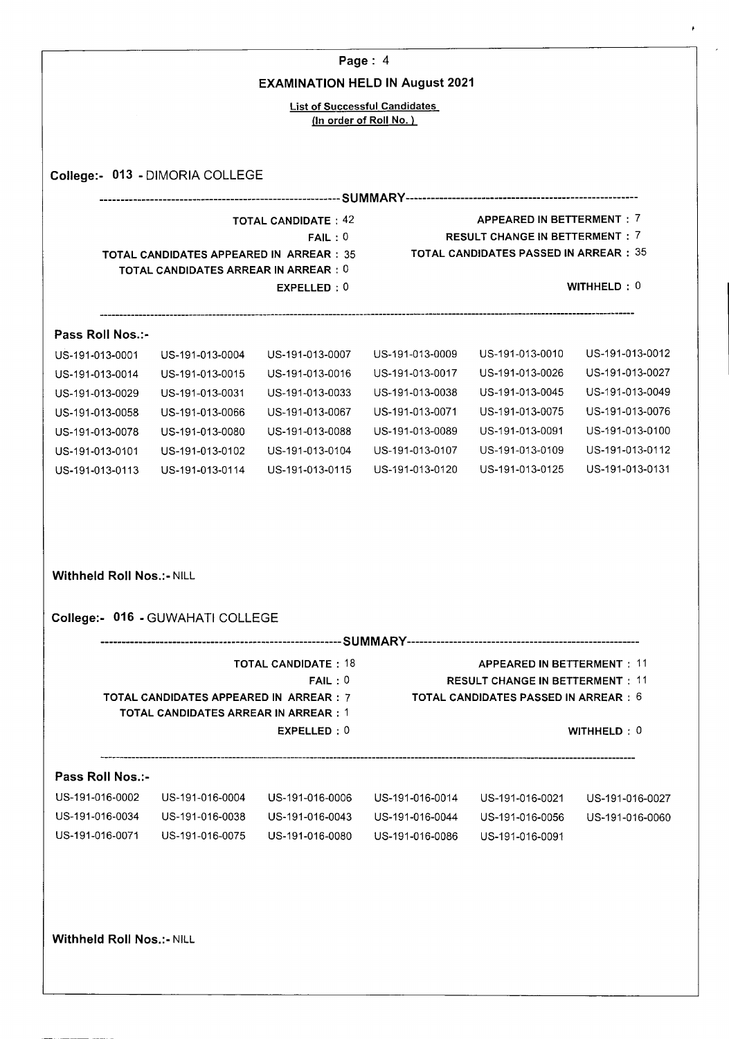**Page : 4**

## EXAMINATION HELD IN August 2021

**List of Successful Candidates**
**(In order of Roll No.)**

### College:- 013 - DIMORIA COLLEGE

**SUMMARY**

| | |
|---|---|
| TOTAL CANDIDATE : 42 | APPEARED IN BETTERMENT : 7 |
| FAIL : 0 | RESULT CHANGE IN BETTERMENT : 7 |
| TOTAL CANDIDATES APPEARED IN ARREAR : 35 | TOTAL CANDIDATES PASSED IN ARREAR : 35 |
| TOTAL CANDIDATES ARREAR IN ARREAR : 0 | |
| EXPELLED : 0 | WITHHELD : 0 |

**Pass Roll Nos.:-**

| | | | | | |
|---|---|---|---|---|---|
| US-191-013-0001 | US-191-013-0004 | US-191-013-0007 | US-191-013-0009 | US-191-013-0010 | US-191-013-0012 |
| US-191-013-0014 | US-191-013-0015 | US-191-013-0016 | US-191-013-0017 | US-191-013-0026 | US-191-013-0027 |
| US-191-013-0029 | US-191-013-0031 | US-191-013-0033 | US-191-013-0038 | US-191-013-0045 | US-191-013-0049 |
| US-191-013-0058 | US-191-013-0066 | US-191-013-0067 | US-191-013-0071 | US-191-013-0075 | US-191-013-0076 |
| US-191-013-0078 | US-191-013-0080 | US-191-013-0088 | US-191-013-0089 | US-191-013-0091 | US-191-013-0100 |
| US-191-013-0101 | US-191-013-0102 | US-191-013-0104 | US-191-013-0107 | US-191-013-0109 | US-191-013-0112 |
| US-191-013-0113 | US-191-013-0114 | US-191-013-0115 | US-191-013-0120 | US-191-013-0125 | US-191-013-0131 |

**Withheld Roll Nos.:-** NILL

### College:- 016 - GUWAHATI COLLEGE

**SUMMARY**

| | |
|---|---|
| TOTAL CANDIDATE : 18 | APPEARED IN BETTERMENT : 11 |
| FAIL : 0 | RESULT CHANGE IN BETTERMENT : 11 |
| TOTAL CANDIDATES APPEARED IN ARREAR : 7 | TOTAL CANDIDATES PASSED IN ARREAR : 6 |
| TOTAL CANDIDATES ARREAR IN ARREAR : 1 | |
| EXPELLED : 0 | WITHHELD : 0 |

**Pass Roll Nos.:-**

| | | | | | |
|---|---|---|---|---|---|
| US-191-016-0002 | US-191-016-0004 | US-191-016-0006 | US-191-016-0014 | US-191-016-0021 | US-191-016-0027 |
| US-191-016-0034 | US-191-016-0038 | US-191-016-0043 | US-191-016-0044 | US-191-016-0056 | US-191-016-0060 |
| US-191-016-0071 | US-191-016-0075 | US-191-016-0080 | US-191-016-0086 | US-191-016-0091 | |

**Withheld Roll Nos.:-** NILL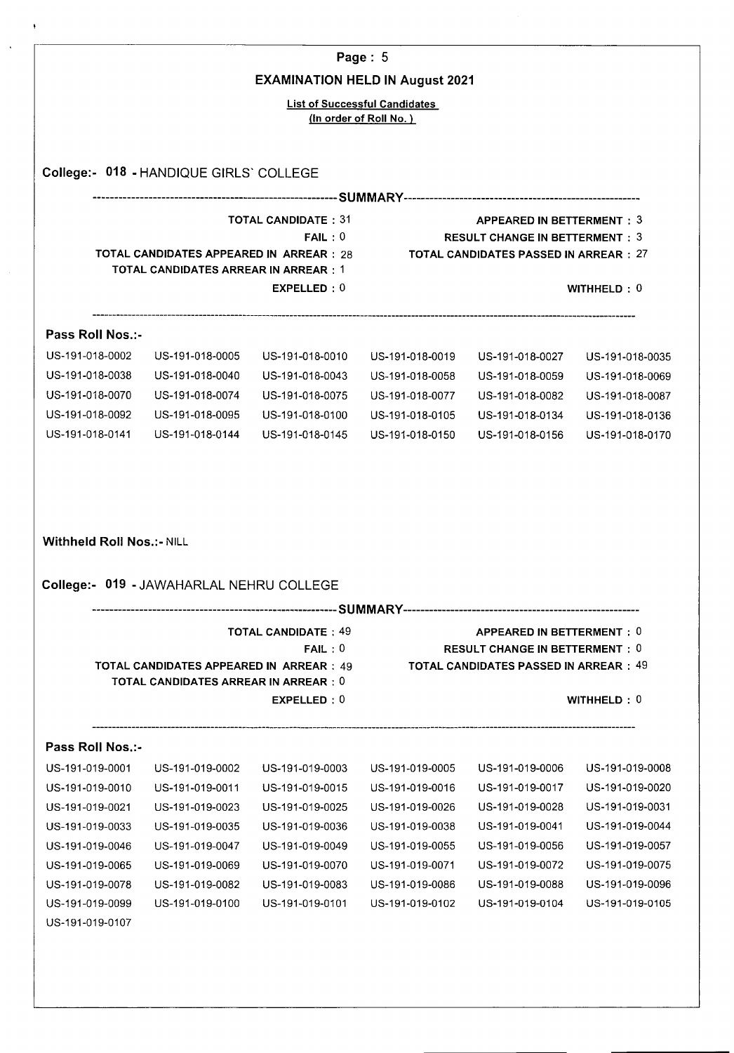## EXAMINATION HELD IN August 2021

**List of Successful Candidates**
**(In order of Roll No. )**

### College:- 018 - HANDIQUE GIRLS` COLLEGE

**SUMMARY**

| | |
|---|---|
| TOTAL CANDIDATE : 31 | APPEARED IN BETTERMENT : 3 |
| FAIL : 0 | RESULT CHANGE IN BETTERMENT : 3 |
| TOTAL CANDIDATES APPEARED IN ARREAR : 28 | TOTAL CANDIDATES PASSED IN ARREAR : 27 |
| TOTAL CANDIDATES ARREAR IN ARREAR : 1 | |
| EXPELLED : 0 | WITHHELD : 0 |

**Pass Roll Nos.:-**

| | | | | | |
|---|---|---|---|---|---|
| US-191-018-0002 | US-191-018-0005 | US-191-018-0010 | US-191-018-0019 | US-191-018-0027 | US-191-018-0035 |
| US-191-018-0038 | US-191-018-0040 | US-191-018-0043 | US-191-018-0058 | US-191-018-0059 | US-191-018-0069 |
| US-191-018-0070 | US-191-018-0074 | US-191-018-0075 | US-191-018-0077 | US-191-018-0082 | US-191-018-0087 |
| US-191-018-0092 | US-191-018-0095 | US-191-018-0100 | US-191-018-0105 | US-191-018-0134 | US-191-018-0136 |
| US-191-018-0141 | US-191-018-0144 | US-191-018-0145 | US-191-018-0150 | US-191-018-0156 | US-191-018-0170 |

**Withheld Roll Nos.:-** NILL

### College:- 019 - JAWAHARLAL NEHRU COLLEGE

**SUMMARY**

| | |
|---|---|
| TOTAL CANDIDATE : 49 | APPEARED IN BETTERMENT : 0 |
| FAIL : 0 | RESULT CHANGE IN BETTERMENT : 0 |
| TOTAL CANDIDATES APPEARED IN ARREAR : 49 | TOTAL CANDIDATES PASSED IN ARREAR : 49 |
| TOTAL CANDIDATES ARREAR IN ARREAR : 0 | |
| EXPELLED : 0 | WITHHELD : 0 |

**Pass Roll Nos.:-**

| | | | | | |
|---|---|---|---|---|---|
| US-191-019-0001 | US-191-019-0002 | US-191-019-0003 | US-191-019-0005 | US-191-019-0006 | US-191-019-0008 |
| US-191-019-0010 | US-191-019-0011 | US-191-019-0015 | US-191-019-0016 | US-191-019-0017 | US-191-019-0020 |
| US-191-019-0021 | US-191-019-0023 | US-191-019-0025 | US-191-019-0026 | US-191-019-0028 | US-191-019-0031 |
| US-191-019-0033 | US-191-019-0035 | US-191-019-0036 | US-191-019-0038 | US-191-019-0041 | US-191-019-0044 |
| US-191-019-0046 | US-191-019-0047 | US-191-019-0049 | US-191-019-0055 | US-191-019-0056 | US-191-019-0057 |
| US-191-019-0065 | US-191-019-0069 | US-191-019-0070 | US-191-019-0071 | US-191-019-0072 | US-191-019-0075 |
| US-191-019-0078 | US-191-019-0082 | US-191-019-0083 | US-191-019-0086 | US-191-019-0088 | US-191-019-0096 |
| US-191-019-0099 | US-191-019-0100 | US-191-019-0101 | US-191-019-0102 | US-191-019-0104 | US-191-019-0105 |
| US-191-019-0107 | | | | | |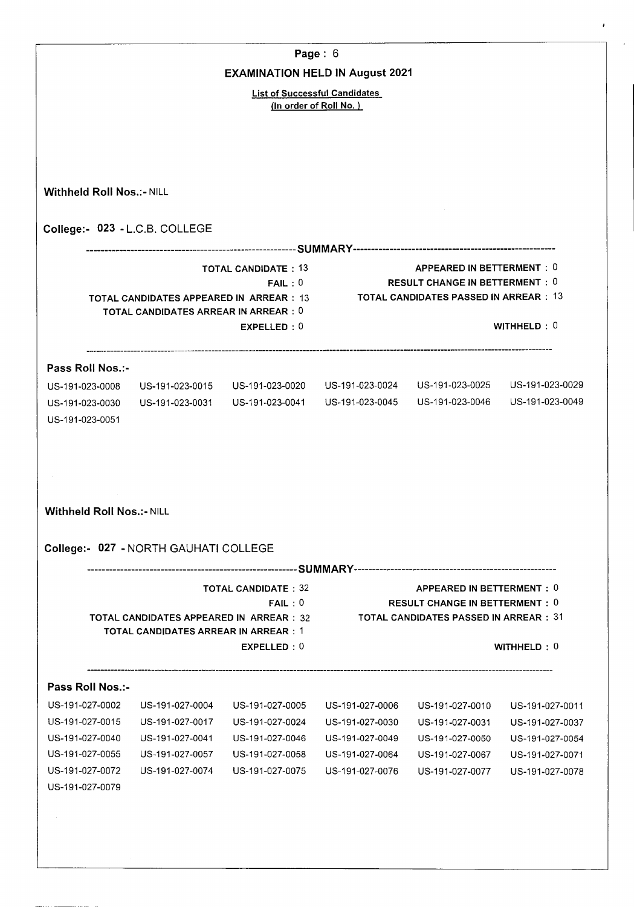## EXAMINATION HELD IN August 2021

**List of Successful Candidates**
**(In order of Roll No. )**

**Withheld Roll Nos.:-** NILL

### College:- 023 - L.C.B. COLLEGE

----------------------------------------SUMMARY----------------------------------------

| | |
|---|---|
| TOTAL CANDIDATE : 13 | APPEARED IN BETTERMENT : 0 |
| FAIL : 0 | RESULT CHANGE IN BETTERMENT : 0 |
| TOTAL CANDIDATES APPEARED IN ARREAR : 13 | TOTAL CANDIDATES PASSED IN ARREAR : 13 |
| TOTAL CANDIDATES ARREAR IN ARREAR : 0 | |
| EXPELLED : 0 | WITHHELD : 0 |

**Pass Roll Nos.:-**

| | | | | | |
|---|---|---|---|---|---|
| US-191-023-0008 | US-191-023-0015 | US-191-023-0020 | US-191-023-0024 | US-191-023-0025 | US-191-023-0029 |
| US-191-023-0030 | US-191-023-0031 | US-191-023-0041 | US-191-023-0045 | US-191-023-0046 | US-191-023-0049 |
| US-191-023-0051 | | | | | |

**Withheld Roll Nos.:-** NILL

### College:- 027 - NORTH GAUHATI COLLEGE

----------------------------------------SUMMARY----------------------------------------

| | |
|---|---|
| TOTAL CANDIDATE : 32 | APPEARED IN BETTERMENT : 0 |
| FAIL : 0 | RESULT CHANGE IN BETTERMENT : 0 |
| TOTAL CANDIDATES APPEARED IN ARREAR : 32 | TOTAL CANDIDATES PASSED IN ARREAR : 31 |
| TOTAL CANDIDATES ARREAR IN ARREAR : 1 | |
| EXPELLED : 0 | WITHHELD : 0 |

**Pass Roll Nos.:-**

| | | | | | |
|---|---|---|---|---|---|
| US-191-027-0002 | US-191-027-0004 | US-191-027-0005 | US-191-027-0006 | US-191-027-0010 | US-191-027-0011 |
| US-191-027-0015 | US-191-027-0017 | US-191-027-0024 | US-191-027-0030 | US-191-027-0031 | US-191-027-0037 |
| US-191-027-0040 | US-191-027-0041 | US-191-027-0046 | US-191-027-0049 | US-191-027-0050 | US-191-027-0054 |
| US-191-027-0055 | US-191-027-0057 | US-191-027-0058 | US-191-027-0064 | US-191-027-0067 | US-191-027-0071 |
| US-191-027-0072 | US-191-027-0074 | US-191-027-0075 | US-191-027-0076 | US-191-027-0077 | US-191-027-0078 |
| US-191-027-0079 | | | | | |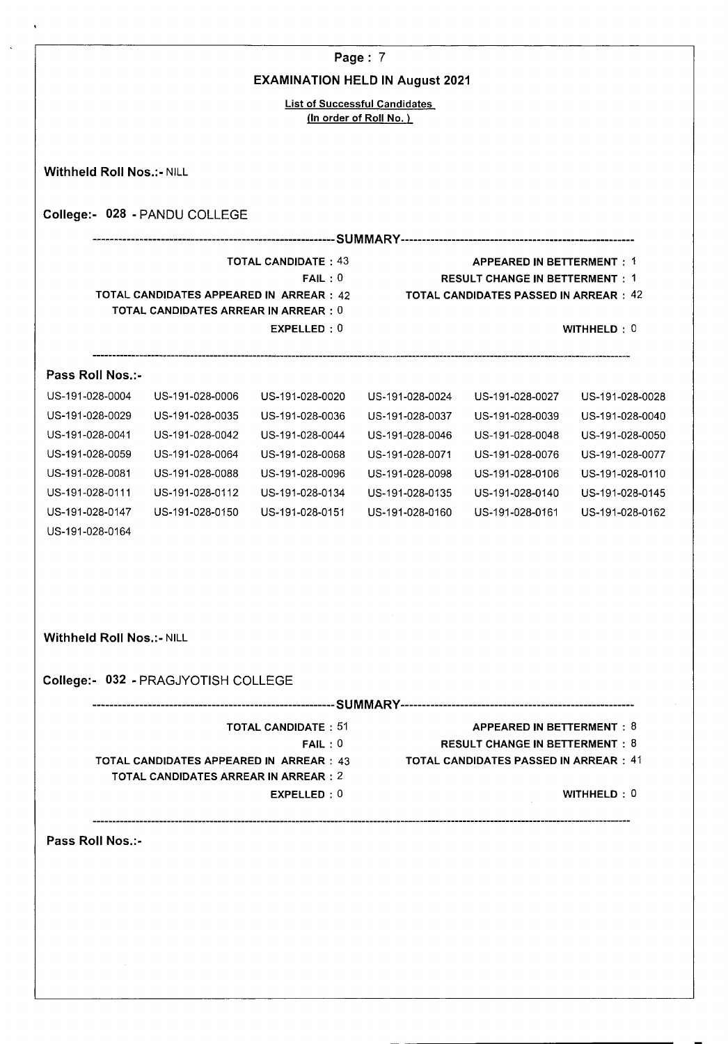## EXAMINATION HELD IN August 2021

**List of Successful Candidates**
**(In order of Roll No. )**

**Withheld Roll Nos.:-** NILL

### College:- 028 - PANDU COLLEGE

---SUMMARY---

| | |
|---|---|
| **TOTAL CANDIDATE :** 43 | **APPEARED IN BETTERMENT :** 1 |
| **FAIL :** 0 | **RESULT CHANGE IN BETTERMENT :** 1 |
| **TOTAL CANDIDATES APPEARED IN ARREAR :** 42 | **TOTAL CANDIDATES PASSED IN ARREAR :** 42 |
| **TOTAL CANDIDATES ARREAR IN ARREAR :** 0 | |
| **EXPELLED :** 0 | **WITHHELD :** 0 |

**Pass Roll Nos.:-**

| | | | | | |
|---|---|---|---|---|---|
| US-191-028-0004 | US-191-028-0006 | US-191-028-0020 | US-191-028-0024 | US-191-028-0027 | US-191-028-0028 |
| US-191-028-0029 | US-191-028-0035 | US-191-028-0036 | US-191-028-0037 | US-191-028-0039 | US-191-028-0040 |
| US-191-028-0041 | US-191-028-0042 | US-191-028-0044 | US-191-028-0046 | US-191-028-0048 | US-191-028-0050 |
| US-191-028-0059 | US-191-028-0064 | US-191-028-0068 | US-191-028-0071 | US-191-028-0076 | US-191-028-0077 |
| US-191-028-0081 | US-191-028-0088 | US-191-028-0096 | US-191-028-0098 | US-191-028-0106 | US-191-028-0110 |
| US-191-028-0111 | US-191-028-0112 | US-191-028-0134 | US-191-028-0135 | US-191-028-0140 | US-191-028-0145 |
| US-191-028-0147 | US-191-028-0150 | US-191-028-0151 | US-191-028-0160 | US-191-028-0161 | US-191-028-0162 |
| US-191-028-0164 | | | | | |

**Withheld Roll Nos.:-** NILL

### College:- 032 - PRAGJYOTISH COLLEGE

---SUMMARY---

| | |
|---|---|
| **TOTAL CANDIDATE :** 51 | **APPEARED IN BETTERMENT :** 8 |
| **FAIL :** 0 | **RESULT CHANGE IN BETTERMENT :** 8 |
| **TOTAL CANDIDATES APPEARED IN ARREAR :** 43 | **TOTAL CANDIDATES PASSED IN ARREAR :** 41 |
| **TOTAL CANDIDATES ARREAR IN ARREAR :** 2 | |
| **EXPELLED :** 0 | **WITHHELD :** 0 |

**Pass Roll Nos.:-**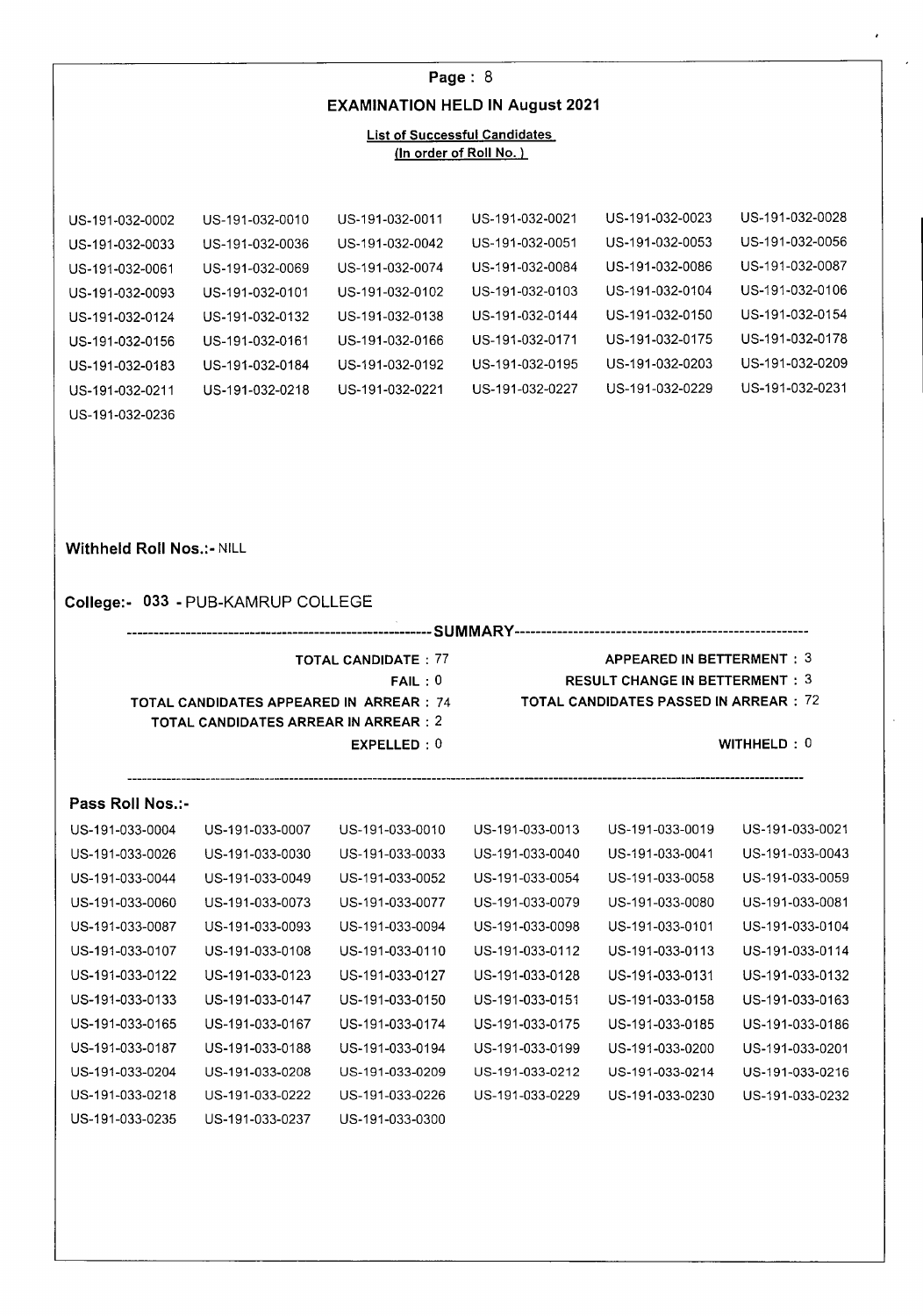## EXAMINATION HELD IN August 2021

**List of Successful Candidates**
**(In order of Roll No.)**

| | | | | | |
|---|---|---|---|---|---|
| US-191-032-0002 | US-191-032-0010 | US-191-032-0011 | US-191-032-0021 | US-191-032-0023 | US-191-032-0028 |
| US-191-032-0033 | US-191-032-0036 | US-191-032-0042 | US-191-032-0051 | US-191-032-0053 | US-191-032-0056 |
| US-191-032-0061 | US-191-032-0069 | US-191-032-0074 | US-191-032-0084 | US-191-032-0086 | US-191-032-0087 |
| US-191-032-0093 | US-191-032-0101 | US-191-032-0102 | US-191-032-0103 | US-191-032-0104 | US-191-032-0106 |
| US-191-032-0124 | US-191-032-0132 | US-191-032-0138 | US-191-032-0144 | US-191-032-0150 | US-191-032-0154 |
| US-191-032-0156 | US-191-032-0161 | US-191-032-0166 | US-191-032-0171 | US-191-032-0175 | US-191-032-0178 |
| US-191-032-0183 | US-191-032-0184 | US-191-032-0192 | US-191-032-0195 | US-191-032-0203 | US-191-032-0209 |
| US-191-032-0211 | US-191-032-0218 | US-191-032-0221 | US-191-032-0227 | US-191-032-0229 | US-191-032-0231 |
| US-191-032-0236 | | | | | |

**Withheld Roll Nos.:-** NILL

### College:- 033 - PUB-KAMRUP COLLEGE

**SUMMARY**

| | |
|---|---|
| **TOTAL CANDIDATE :** 77 | **APPEARED IN BETTERMENT :** 3 |
| **FAIL :** 0 | **RESULT CHANGE IN BETTERMENT :** 3 |
| **TOTAL CANDIDATES APPEARED IN ARREAR :** 74 | **TOTAL CANDIDATES PASSED IN ARREAR :** 72 |
| **TOTAL CANDIDATES ARREAR IN ARREAR :** 2 | |
| **EXPELLED :** 0 | **WITHHELD :** 0 |

**Pass Roll Nos.:-**

| | | | | | |
|---|---|---|---|---|---|
| US-191-033-0004 | US-191-033-0007 | US-191-033-0010 | US-191-033-0013 | US-191-033-0019 | US-191-033-0021 |
| US-191-033-0026 | US-191-033-0030 | US-191-033-0033 | US-191-033-0040 | US-191-033-0041 | US-191-033-0043 |
| US-191-033-0044 | US-191-033-0049 | US-191-033-0052 | US-191-033-0054 | US-191-033-0058 | US-191-033-0059 |
| US-191-033-0060 | US-191-033-0073 | US-191-033-0077 | US-191-033-0079 | US-191-033-0080 | US-191-033-0081 |
| US-191-033-0087 | US-191-033-0093 | US-191-033-0094 | US-191-033-0098 | US-191-033-0101 | US-191-033-0104 |
| US-191-033-0107 | US-191-033-0108 | US-191-033-0110 | US-191-033-0112 | US-191-033-0113 | US-191-033-0114 |
| US-191-033-0122 | US-191-033-0123 | US-191-033-0127 | US-191-033-0128 | US-191-033-0131 | US-191-033-0132 |
| US-191-033-0133 | US-191-033-0147 | US-191-033-0150 | US-191-033-0151 | US-191-033-0158 | US-191-033-0163 |
| US-191-033-0165 | US-191-033-0167 | US-191-033-0174 | US-191-033-0175 | US-191-033-0185 | US-191-033-0186 |
| US-191-033-0187 | US-191-033-0188 | US-191-033-0194 | US-191-033-0199 | US-191-033-0200 | US-191-033-0201 |
| US-191-033-0204 | US-191-033-0208 | US-191-033-0209 | US-191-033-0212 | US-191-033-0214 | US-191-033-0216 |
| US-191-033-0218 | US-191-033-0222 | US-191-033-0226 | US-191-033-0229 | US-191-033-0230 | US-191-033-0232 |
| US-191-033-0235 | US-191-033-0237 | US-191-033-0300 | | | |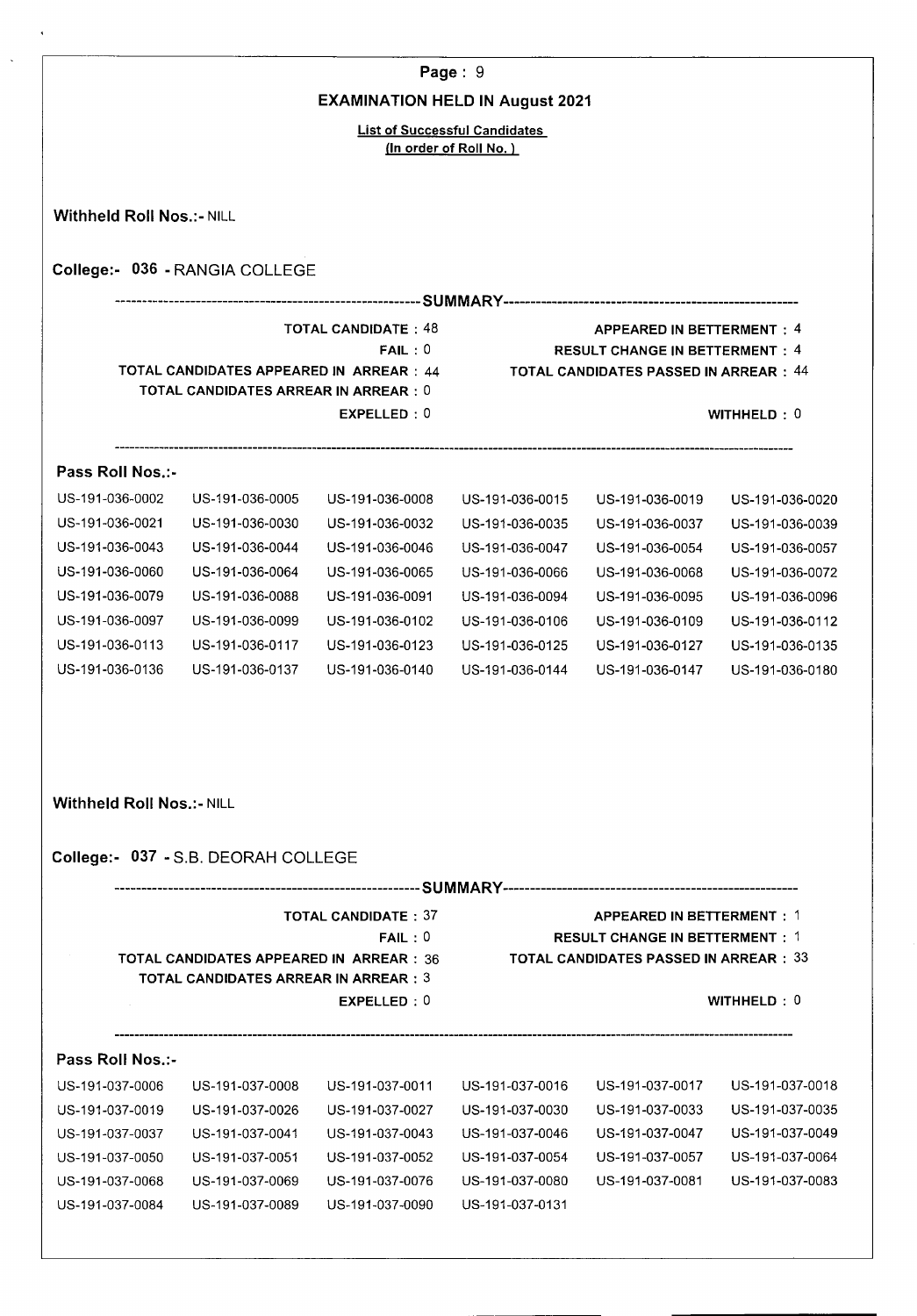**EXAMINATION HELD IN August 2021**

**List of Successful Candidates**
**(In order of Roll No.)**

**Withheld Roll Nos.:-** NILL

**College:- 036 - RANGIA COLLEGE**

---SUMMARY---

| | |
|---|---|
| TOTAL CANDIDATE : 48 | APPEARED IN BETTERMENT : 4 |
| FAIL : 0 | RESULT CHANGE IN BETTERMENT : 4 |
| TOTAL CANDIDATES APPEARED IN ARREAR : 44 | TOTAL CANDIDATES PASSED IN ARREAR : 44 |
| TOTAL CANDIDATES ARREAR IN ARREAR : 0 | |
| EXPELLED : 0 | WITHHELD : 0 |

**Pass Roll Nos.:-**

| | | | | | |
|---|---|---|---|---|---|
| US-191-036-0002 | US-191-036-0005 | US-191-036-0008 | US-191-036-0015 | US-191-036-0019 | US-191-036-0020 |
| US-191-036-0021 | US-191-036-0030 | US-191-036-0032 | US-191-036-0035 | US-191-036-0037 | US-191-036-0039 |
| US-191-036-0043 | US-191-036-0044 | US-191-036-0046 | US-191-036-0047 | US-191-036-0054 | US-191-036-0057 |
| US-191-036-0060 | US-191-036-0064 | US-191-036-0065 | US-191-036-0066 | US-191-036-0068 | US-191-036-0072 |
| US-191-036-0079 | US-191-036-0088 | US-191-036-0091 | US-191-036-0094 | US-191-036-0095 | US-191-036-0096 |
| US-191-036-0097 | US-191-036-0099 | US-191-036-0102 | US-191-036-0106 | US-191-036-0109 | US-191-036-0112 |
| US-191-036-0113 | US-191-036-0117 | US-191-036-0123 | US-191-036-0125 | US-191-036-0127 | US-191-036-0135 |
| US-191-036-0136 | US-191-036-0137 | US-191-036-0140 | US-191-036-0144 | US-191-036-0147 | US-191-036-0180 |

**Withheld Roll Nos.:-** NILL

**College:- 037 - S.B. DEORAH COLLEGE**

---SUMMARY---

| | |
|---|---|
| TOTAL CANDIDATE : 37 | APPEARED IN BETTERMENT : 1 |
| FAIL : 0 | RESULT CHANGE IN BETTERMENT : 1 |
| TOTAL CANDIDATES APPEARED IN ARREAR : 36 | TOTAL CANDIDATES PASSED IN ARREAR : 33 |
| TOTAL CANDIDATES ARREAR IN ARREAR : 3 | |
| EXPELLED : 0 | WITHHELD : 0 |

**Pass Roll Nos.:-**

| | | | | | |
|---|---|---|---|---|---|
| US-191-037-0006 | US-191-037-0008 | US-191-037-0011 | US-191-037-0016 | US-191-037-0017 | US-191-037-0018 |
| US-191-037-0019 | US-191-037-0026 | US-191-037-0027 | US-191-037-0030 | US-191-037-0033 | US-191-037-0035 |
| US-191-037-0037 | US-191-037-0041 | US-191-037-0043 | US-191-037-0046 | US-191-037-0047 | US-191-037-0049 |
| US-191-037-0050 | US-191-037-0051 | US-191-037-0052 | US-191-037-0054 | US-191-037-0057 | US-191-037-0064 |
| US-191-037-0068 | US-191-037-0069 | US-191-037-0076 | US-191-037-0080 | US-191-037-0081 | US-191-037-0083 |
| US-191-037-0084 | US-191-037-0089 | US-191-037-0090 | US-191-037-0131 | | |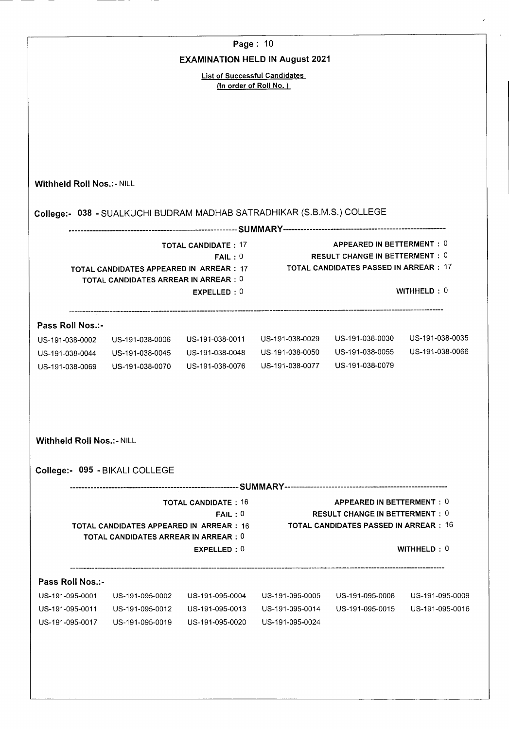**EXAMINATION HELD IN August 2021**

List of Successful Candidates
(In order of Roll No.)

**Withheld Roll Nos.:-** NILL

## College:- 038 - SUALKUCHI BUDRAM MADHAB SATRADHIKAR (S.B.M.S.) COLLEGE

**SUMMARY**

| | |
|---|---|
| **TOTAL CANDIDATE :** 17 | **APPEARED IN BETTERMENT :** 0 |
| **FAIL :** 0 | **RESULT CHANGE IN BETTERMENT :** 0 |
| **TOTAL CANDIDATES APPEARED IN ARREAR :** 17 | **TOTAL CANDIDATES PASSED IN ARREAR :** 17 |
| **TOTAL CANDIDATES ARREAR IN ARREAR :** 0 | |
| **EXPELLED :** 0 | **WITHHELD :** 0 |

**Pass Roll Nos.:-**

| | | | | | |
|---|---|---|---|---|---|
| US-191-038-0002 | US-191-038-0006 | US-191-038-0011 | US-191-038-0029 | US-191-038-0030 | US-191-038-0035 |
| US-191-038-0044 | US-191-038-0045 | US-191-038-0048 | US-191-038-0050 | US-191-038-0055 | US-191-038-0066 |
| US-191-038-0069 | US-191-038-0070 | US-191-038-0076 | US-191-038-0077 | US-191-038-0079 | |

**Withheld Roll Nos.:-** NILL

## College:- 095 - BIKALI COLLEGE

**SUMMARY**

| | |
|---|---|
| **TOTAL CANDIDATE :** 16 | **APPEARED IN BETTERMENT :** 0 |
| **FAIL :** 0 | **RESULT CHANGE IN BETTERMENT :** 0 |
| **TOTAL CANDIDATES APPEARED IN ARREAR :** 16 | **TOTAL CANDIDATES PASSED IN ARREAR :** 16 |
| **TOTAL CANDIDATES ARREAR IN ARREAR :** 0 | |
| **EXPELLED :** 0 | **WITHHELD :** 0 |

**Pass Roll Nos.:-**

| | | | | | |
|---|---|---|---|---|---|
| US-191-095-0001 | US-191-095-0002 | US-191-095-0004 | US-191-095-0005 | US-191-095-0008 | US-191-095-0009 |
| US-191-095-0011 | US-191-095-0012 | US-191-095-0013 | US-191-095-0014 | US-191-095-0015 | US-191-095-0016 |
| US-191-095-0017 | US-191-095-0019 | US-191-095-0020 | US-191-095-0024 | | |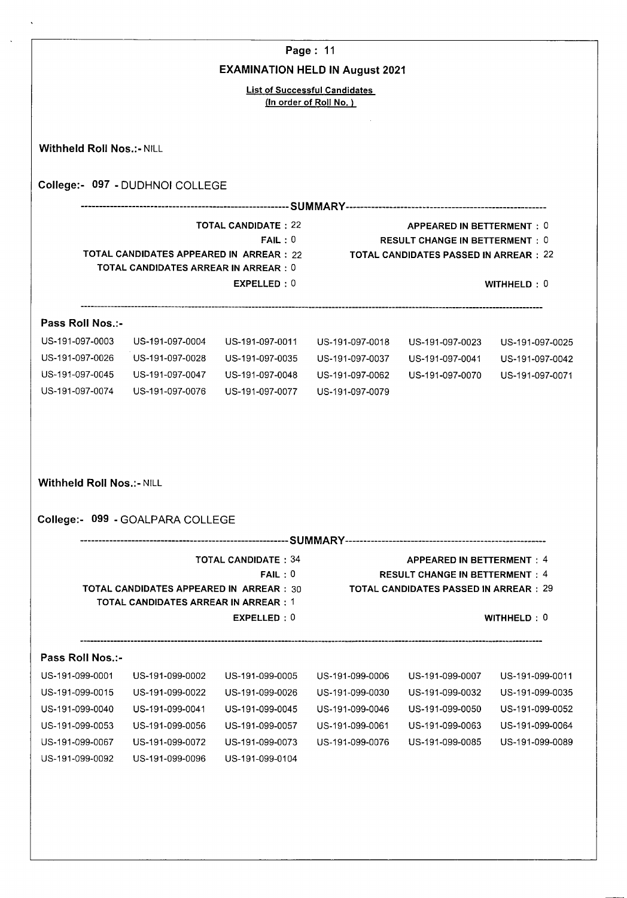## EXAMINATION HELD IN August 2021

**List of Successful Candidates**
**(In order of Roll No. )**

**Withheld Roll Nos.:-** NILL

### College:- 097 - DUDHNOI COLLEGE

**---SUMMARY---**

| | |
|---|---|
| **TOTAL CANDIDATE :** 22 | **APPEARED IN BETTERMENT :** 0 |
| **FAIL :** 0 | **RESULT CHANGE IN BETTERMENT :** 0 |
| **TOTAL CANDIDATES APPEARED IN ARREAR :** 22 | **TOTAL CANDIDATES PASSED IN ARREAR :** 22 |
| **TOTAL CANDIDATES ARREAR IN ARREAR :** 0 | |
| **EXPELLED :** 0 | **WITHHELD :** 0 |

**Pass Roll Nos.:-**

| | | | | | |
|---|---|---|---|---|---|
| US-191-097-0003 | US-191-097-0004 | US-191-097-0011 | US-191-097-0018 | US-191-097-0023 | US-191-097-0025 |
| US-191-097-0026 | US-191-097-0028 | US-191-097-0035 | US-191-097-0037 | US-191-097-0041 | US-191-097-0042 |
| US-191-097-0045 | US-191-097-0047 | US-191-097-0048 | US-191-097-0062 | US-191-097-0070 | US-191-097-0071 |
| US-191-097-0074 | US-191-097-0076 | US-191-097-0077 | US-191-097-0079 | | |

**Withheld Roll Nos.:-** NILL

### College:- 099 - GOALPARA COLLEGE

**---SUMMARY---**

| | |
|---|---|
| **TOTAL CANDIDATE :** 34 | **APPEARED IN BETTERMENT :** 4 |
| **FAIL :** 0 | **RESULT CHANGE IN BETTERMENT :** 4 |
| **TOTAL CANDIDATES APPEARED IN ARREAR :** 30 | **TOTAL CANDIDATES PASSED IN ARREAR :** 29 |
| **TOTAL CANDIDATES ARREAR IN ARREAR :** 1 | |
| **EXPELLED :** 0 | **WITHHELD :** 0 |

**Pass Roll Nos.:-**

| | | | | | |
|---|---|---|---|---|---|
| US-191-099-0001 | US-191-099-0002 | US-191-099-0005 | US-191-099-0006 | US-191-099-0007 | US-191-099-0011 |
| US-191-099-0015 | US-191-099-0022 | US-191-099-0026 | US-191-099-0030 | US-191-099-0032 | US-191-099-0035 |
| US-191-099-0040 | US-191-099-0041 | US-191-099-0045 | US-191-099-0046 | US-191-099-0050 | US-191-099-0052 |
| US-191-099-0053 | US-191-099-0056 | US-191-099-0057 | US-191-099-0061 | US-191-099-0063 | US-191-099-0064 |
| US-191-099-0067 | US-191-099-0072 | US-191-099-0073 | US-191-099-0076 | US-191-099-0085 | US-191-099-0089 |
| US-191-099-0092 | US-191-099-0096 | US-191-099-0104 | | | |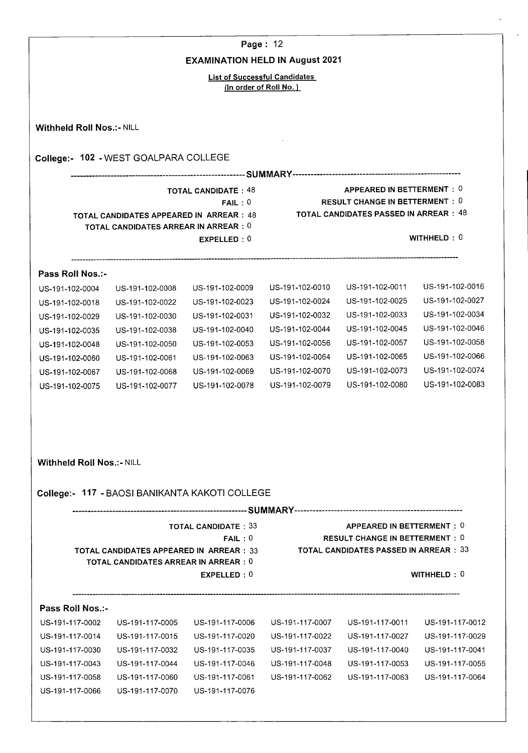## EXAMINATION HELD IN August 2021

**List of Successful Candidates**
**(In order of Roll No.)**

**Withheld Roll Nos.:-** NILL

### College:- 102 - WEST GOALPARA COLLEGE

---SUMMARY---

| | |
|---|---|
| TOTAL CANDIDATE : 48 | APPEARED IN BETTERMENT : 0 |
| FAIL : 0 | RESULT CHANGE IN BETTERMENT : 0 |
| TOTAL CANDIDATES APPEARED IN ARREAR : 48 | TOTAL CANDIDATES PASSED IN ARREAR : 48 |
| TOTAL CANDIDATES ARREAR IN ARREAR : 0 | |
| EXPELLED : 0 | WITHHELD : 0 |

**Pass Roll Nos.:-**

| | | | | | |
|---|---|---|---|---|---|
| US-191-102-0004 | US-191-102-0008 | US-191-102-0009 | US-191-102-0010 | US-191-102-0011 | US-191-102-0016 |
| US-191-102-0018 | US-191-102-0022 | US-191-102-0023 | US-191-102-0024 | US-191-102-0025 | US-191-102-0027 |
| US-191-102-0029 | US-191-102-0030 | US-191-102-0031 | US-191-102-0032 | US-191-102-0033 | US-191-102-0034 |
| US-191-102-0035 | US-191-102-0038 | US-191-102-0040 | US-191-102-0044 | US-191-102-0045 | US-191-102-0046 |
| US-191-102-0048 | US-191-102-0050 | US-191-102-0053 | US-191-102-0056 | US-191-102-0057 | US-191-102-0058 |
| US-191-102-0060 | US-191-102-0061 | US-191-102-0063 | US-191-102-0064 | US-191-102-0065 | US-191-102-0066 |
| US-191-102-0067 | US-191-102-0068 | US-191-102-0069 | US-191-102-0070 | US-191-102-0073 | US-191-102-0074 |
| US-191-102-0075 | US-191-102-0077 | US-191-102-0078 | US-191-102-0079 | US-191-102-0080 | US-191-102-0083 |

**Withheld Roll Nos.:-** NILL

### College:- 117 - BAOSI BANIKANTA KAKOTI COLLEGE

---SUMMARY---

| | |
|---|---|
| TOTAL CANDIDATE : 33 | APPEARED IN BETTERMENT : 0 |
| FAIL : 0 | RESULT CHANGE IN BETTERMENT : 0 |
| TOTAL CANDIDATES APPEARED IN ARREAR : 33 | TOTAL CANDIDATES PASSED IN ARREAR : 33 |
| TOTAL CANDIDATES ARREAR IN ARREAR : 0 | |
| EXPELLED : 0 | WITHHELD : 0 |

**Pass Roll Nos.:-**

| | | | | | |
|---|---|---|---|---|---|
| US-191-117-0002 | US-191-117-0005 | US-191-117-0006 | US-191-117-0007 | US-191-117-0011 | US-191-117-0012 |
| US-191-117-0014 | US-191-117-0015 | US-191-117-0020 | US-191-117-0022 | US-191-117-0027 | US-191-117-0029 |
| US-191-117-0030 | US-191-117-0032 | US-191-117-0035 | US-191-117-0037 | US-191-117-0040 | US-191-117-0041 |
| US-191-117-0043 | US-191-117-0044 | US-191-117-0046 | US-191-117-0048 | US-191-117-0053 | US-191-117-0055 |
| US-191-117-0058 | US-191-117-0060 | US-191-117-0061 | US-191-117-0062 | US-191-117-0063 | US-191-117-0064 |
| US-191-117-0066 | US-191-117-0070 | US-191-117-0076 | | | |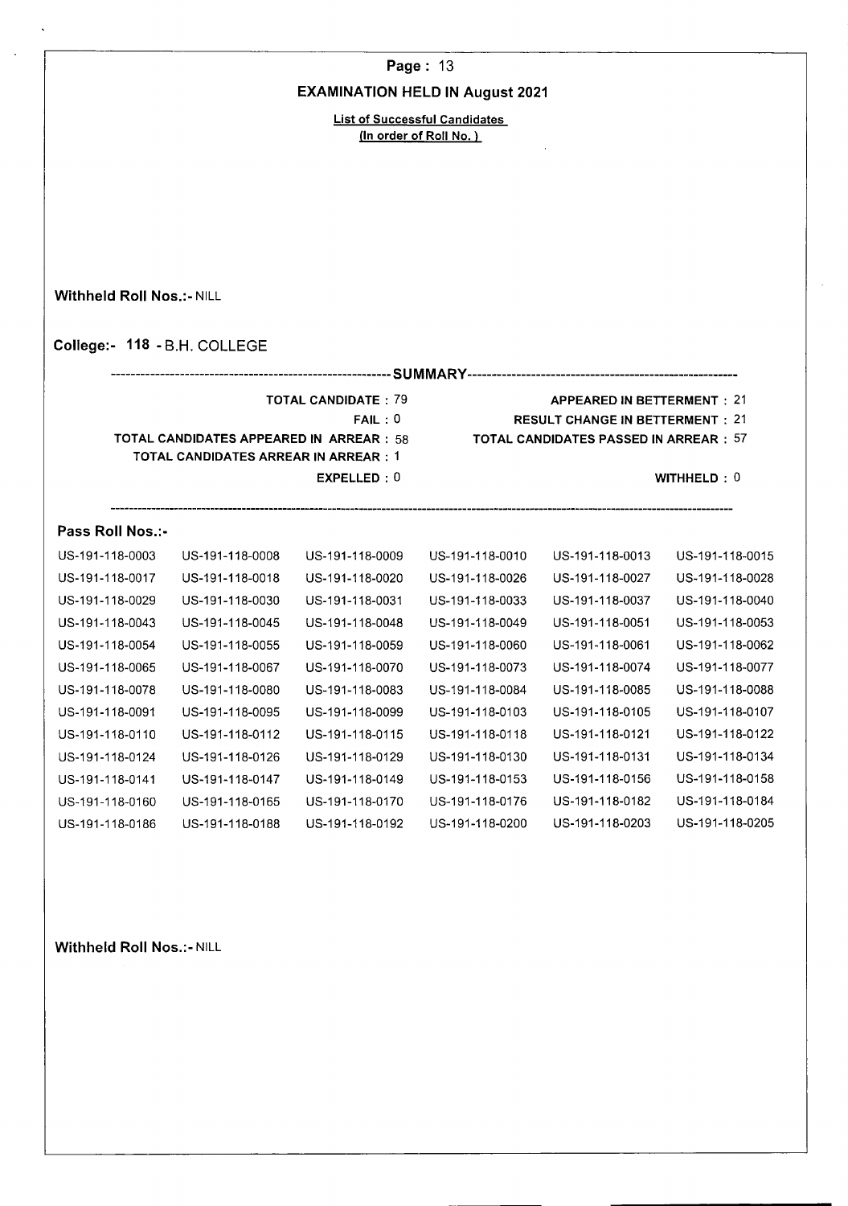## EXAMINATION HELD IN August 2021

**List of Successful Candidates**
**(In order of Roll No.)**

**Withheld Roll Nos.:-** NILL

### College:- 118 - B.H. COLLEGE

----------------------------------- SUMMARY -----------------------------------

| | |
|---|---|
| **TOTAL CANDIDATE :** 79 | **APPEARED IN BETTERMENT :** 21 |
| **FAIL :** 0 | **RESULT CHANGE IN BETTERMENT :** 21 |
| **TOTAL CANDIDATES APPEARED IN ARREAR :** 58 | **TOTAL CANDIDATES PASSED IN ARREAR :** 57 |
| **TOTAL CANDIDATES ARREAR IN ARREAR :** 1 | |
| **EXPELLED :** 0 | **WITHHELD :** 0 |

**Pass Roll Nos.:-**

| | | | | | |
|---|---|---|---|---|---|
| US-191-118-0003 | US-191-118-0008 | US-191-118-0009 | US-191-118-0010 | US-191-118-0013 | US-191-118-0015 |
| US-191-118-0017 | US-191-118-0018 | US-191-118-0020 | US-191-118-0026 | US-191-118-0027 | US-191-118-0028 |
| US-191-118-0029 | US-191-118-0030 | US-191-118-0031 | US-191-118-0033 | US-191-118-0037 | US-191-118-0040 |
| US-191-118-0043 | US-191-118-0045 | US-191-118-0048 | US-191-118-0049 | US-191-118-0051 | US-191-118-0053 |
| US-191-118-0054 | US-191-118-0055 | US-191-118-0059 | US-191-118-0060 | US-191-118-0061 | US-191-118-0062 |
| US-191-118-0065 | US-191-118-0067 | US-191-118-0070 | US-191-118-0073 | US-191-118-0074 | US-191-118-0077 |
| US-191-118-0078 | US-191-118-0080 | US-191-118-0083 | US-191-118-0084 | US-191-118-0085 | US-191-118-0088 |
| US-191-118-0091 | US-191-118-0095 | US-191-118-0099 | US-191-118-0103 | US-191-118-0105 | US-191-118-0107 |
| US-191-118-0110 | US-191-118-0112 | US-191-118-0115 | US-191-118-0118 | US-191-118-0121 | US-191-118-0122 |
| US-191-118-0124 | US-191-118-0126 | US-191-118-0129 | US-191-118-0130 | US-191-118-0131 | US-191-118-0134 |
| US-191-118-0141 | US-191-118-0147 | US-191-118-0149 | US-191-118-0153 | US-191-118-0156 | US-191-118-0158 |
| US-191-118-0160 | US-191-118-0165 | US-191-118-0170 | US-191-118-0176 | US-191-118-0182 | US-191-118-0184 |
| US-191-118-0186 | US-191-118-0188 | US-191-118-0192 | US-191-118-0200 | US-191-118-0203 | US-191-118-0205 |

**Withheld Roll Nos.:-** NILL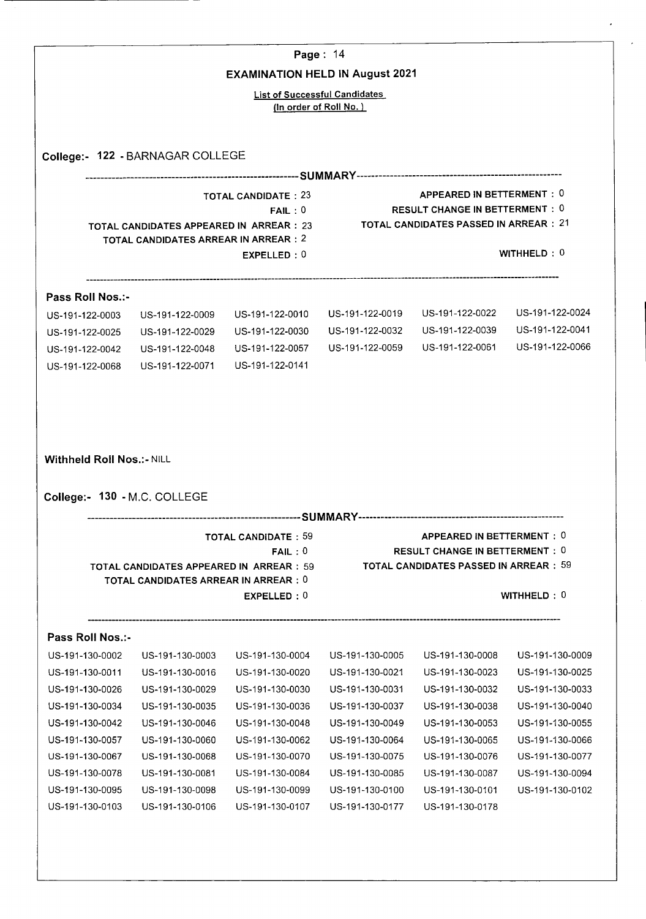# EXAMINATION HELD IN August 2021

**List of Successful Candidates**
**(In order of Roll No.)**

## College:- 122 - BARNAGAR COLLEGE

--------------------SUMMARY--------------------

| | |
|---|---|
| TOTAL CANDIDATE : 23 | APPEARED IN BETTERMENT : 0 |
| FAIL : 0 | RESULT CHANGE IN BETTERMENT : 0 |
| TOTAL CANDIDATES APPEARED IN ARREAR : 23 | TOTAL CANDIDATES PASSED IN ARREAR : 21 |
| TOTAL CANDIDATES ARREAR IN ARREAR : 2 | |
| EXPELLED : 0 | WITHHELD : 0 |

**Pass Roll Nos.:-**

| | | | | | |
|---|---|---|---|---|---|
| US-191-122-0003 | US-191-122-0009 | US-191-122-0010 | US-191-122-0019 | US-191-122-0022 | US-191-122-0024 |
| US-191-122-0025 | US-191-122-0029 | US-191-122-0030 | US-191-122-0032 | US-191-122-0039 | US-191-122-0041 |
| US-191-122-0042 | US-191-122-0048 | US-191-122-0057 | US-191-122-0059 | US-191-122-0061 | US-191-122-0066 |
| US-191-122-0068 | US-191-122-0071 | US-191-122-0141 | | | |

**Withheld Roll Nos.:-** NILL

## College:- 130 - M.C. COLLEGE

--------------------SUMMARY--------------------

| | |
|---|---|
| TOTAL CANDIDATE : 59 | APPEARED IN BETTERMENT : 0 |
| FAIL : 0 | RESULT CHANGE IN BETTERMENT : 0 |
| TOTAL CANDIDATES APPEARED IN ARREAR : 59 | TOTAL CANDIDATES PASSED IN ARREAR : 59 |
| TOTAL CANDIDATES ARREAR IN ARREAR : 0 | |
| EXPELLED : 0 | WITHHELD : 0 |

**Pass Roll Nos.:-**

| | | | | | |
|---|---|---|---|---|---|
| US-191-130-0002 | US-191-130-0003 | US-191-130-0004 | US-191-130-0005 | US-191-130-0008 | US-191-130-0009 |
| US-191-130-0011 | US-191-130-0016 | US-191-130-0020 | US-191-130-0021 | US-191-130-0023 | US-191-130-0025 |
| US-191-130-0026 | US-191-130-0029 | US-191-130-0030 | US-191-130-0031 | US-191-130-0032 | US-191-130-0033 |
| US-191-130-0034 | US-191-130-0035 | US-191-130-0036 | US-191-130-0037 | US-191-130-0038 | US-191-130-0040 |
| US-191-130-0042 | US-191-130-0046 | US-191-130-0048 | US-191-130-0049 | US-191-130-0053 | US-191-130-0055 |
| US-191-130-0057 | US-191-130-0060 | US-191-130-0062 | US-191-130-0064 | US-191-130-0065 | US-191-130-0066 |
| US-191-130-0067 | US-191-130-0068 | US-191-130-0070 | US-191-130-0075 | US-191-130-0076 | US-191-130-0077 |
| US-191-130-0078 | US-191-130-0081 | US-191-130-0084 | US-191-130-0085 | US-191-130-0087 | US-191-130-0094 |
| US-191-130-0095 | US-191-130-0098 | US-191-130-0099 | US-191-130-0100 | US-191-130-0101 | US-191-130-0102 |
| US-191-130-0103 | US-191-130-0106 | US-191-130-0107 | US-191-130-0177 | US-191-130-0178 | |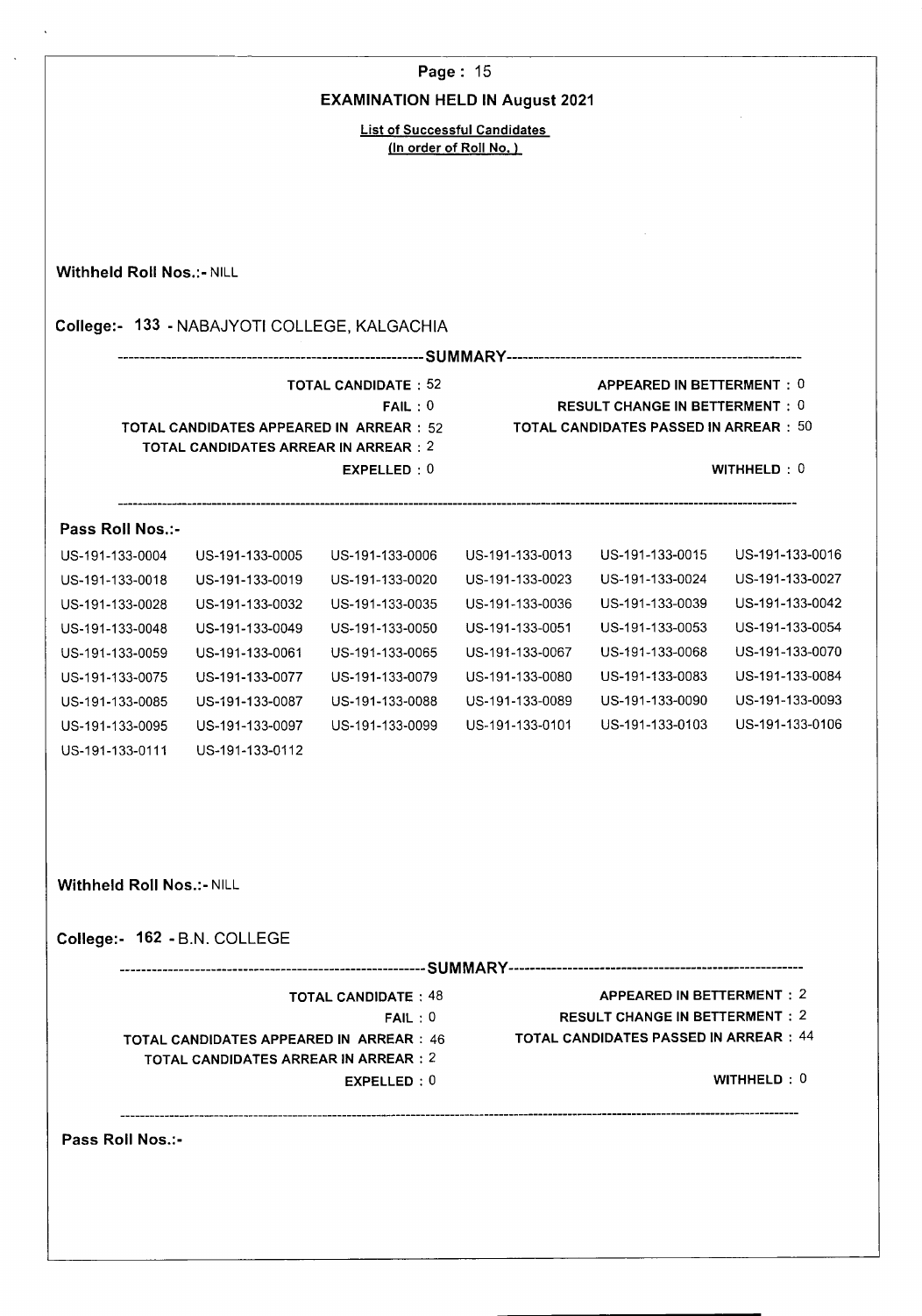## EXAMINATION HELD IN August 2021

**List of Successful Candidates**
**(In order of Roll No.)**

**Withheld Roll Nos.:-** NILL

### College:- 133 - NABAJYOTI COLLEGE, KALGACHIA

---SUMMARY---

| | | | |
|---|---|---|---|
| **TOTAL CANDIDATE :** | 52 | **APPEARED IN BETTERMENT :** | 0 |
| **FAIL :** | 0 | **RESULT CHANGE IN BETTERMENT :** | 0 |
| **TOTAL CANDIDATES APPEARED IN ARREAR :** | 52 | **TOTAL CANDIDATES PASSED IN ARREAR :** | 50 |
| **TOTAL CANDIDATES ARREAR IN ARREAR :** | 2 | | |
| **EXPELLED :** | 0 | **WITHHELD :** | 0 |

**Pass Roll Nos.:-**

| | | | | | |
|---|---|---|---|---|---|
| US-191-133-0004 | US-191-133-0005 | US-191-133-0006 | US-191-133-0013 | US-191-133-0015 | US-191-133-0016 |
| US-191-133-0018 | US-191-133-0019 | US-191-133-0020 | US-191-133-0023 | US-191-133-0024 | US-191-133-0027 |
| US-191-133-0028 | US-191-133-0032 | US-191-133-0035 | US-191-133-0036 | US-191-133-0039 | US-191-133-0042 |
| US-191-133-0048 | US-191-133-0049 | US-191-133-0050 | US-191-133-0051 | US-191-133-0053 | US-191-133-0054 |
| US-191-133-0059 | US-191-133-0061 | US-191-133-0065 | US-191-133-0067 | US-191-133-0068 | US-191-133-0070 |
| US-191-133-0075 | US-191-133-0077 | US-191-133-0079 | US-191-133-0080 | US-191-133-0083 | US-191-133-0084 |
| US-191-133-0085 | US-191-133-0087 | US-191-133-0088 | US-191-133-0089 | US-191-133-0090 | US-191-133-0093 |
| US-191-133-0095 | US-191-133-0097 | US-191-133-0099 | US-191-133-0101 | US-191-133-0103 | US-191-133-0106 |
| US-191-133-0111 | US-191-133-0112 | | | | |

**Withheld Roll Nos.:-** NILL

### College:- 162 - B.N. COLLEGE

---SUMMARY---

| | | | |
|---|---|---|---|
| **TOTAL CANDIDATE :** | 48 | **APPEARED IN BETTERMENT :** | 2 |
| **FAIL :** | 0 | **RESULT CHANGE IN BETTERMENT :** | 2 |
| **TOTAL CANDIDATES APPEARED IN ARREAR :** | 46 | **TOTAL CANDIDATES PASSED IN ARREAR :** | 44 |
| **TOTAL CANDIDATES ARREAR IN ARREAR :** | 2 | | |
| **EXPELLED :** | 0 | **WITHHELD :** | 0 |

**Pass Roll Nos.:-**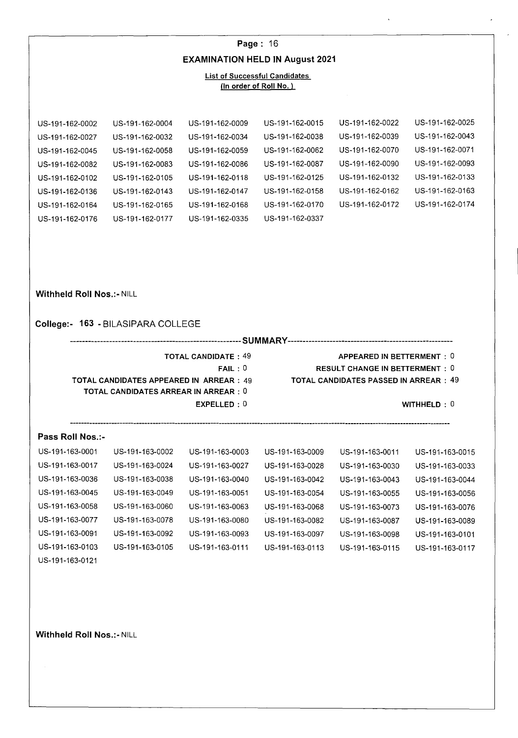**Page :** 16

## EXAMINATION HELD IN August 2021

**List of Successful Candidates**
**(In order of Roll No.)**

| | | | | | |
|---|---|---|---|---|---|
| US-191-162-0002 | US-191-162-0004 | US-191-162-0009 | US-191-162-0015 | US-191-162-0022 | US-191-162-0025 |
| US-191-162-0027 | US-191-162-0032 | US-191-162-0034 | US-191-162-0038 | US-191-162-0039 | US-191-162-0043 |
| US-191-162-0045 | US-191-162-0058 | US-191-162-0059 | US-191-162-0062 | US-191-162-0070 | US-191-162-0071 |
| US-191-162-0082 | US-191-162-0083 | US-191-162-0086 | US-191-162-0087 | US-191-162-0090 | US-191-162-0093 |
| US-191-162-0102 | US-191-162-0105 | US-191-162-0118 | US-191-162-0125 | US-191-162-0132 | US-191-162-0133 |
| US-191-162-0136 | US-191-162-0143 | US-191-162-0147 | US-191-162-0158 | US-191-162-0162 | US-191-162-0163 |
| US-191-162-0164 | US-191-162-0165 | US-191-162-0168 | US-191-162-0170 | US-191-162-0172 | US-191-162-0174 |
| US-191-162-0176 | US-191-162-0177 | US-191-162-0335 | US-191-162-0337 | | |

**Withheld Roll Nos.:-** NILL

**College:- 163 -** BILASIPARA COLLEGE

------------------------------------SUMMARY------------------------------------

**TOTAL CANDIDATE :** 49
**FAIL :** 0
**TOTAL CANDIDATES APPEARED IN ARREAR :** 49
**TOTAL CANDIDATES ARREAR IN ARREAR :** 0
**EXPELLED :** 0
**APPEARED IN BETTERMENT :** 0
**RESULT CHANGE IN BETTERMENT :** 0
**TOTAL CANDIDATES PASSED IN ARREAR :** 49
**WITHHELD :** 0

---

**Pass Roll Nos.:-**

| | | | | | |
|---|---|---|---|---|---|
| US-191-163-0001 | US-191-163-0002 | US-191-163-0003 | US-191-163-0009 | US-191-163-0011 | US-191-163-0015 |
| US-191-163-0017 | US-191-163-0024 | US-191-163-0027 | US-191-163-0028 | US-191-163-0030 | US-191-163-0033 |
| US-191-163-0036 | US-191-163-0038 | US-191-163-0040 | US-191-163-0042 | US-191-163-0043 | US-191-163-0044 |
| US-191-163-0045 | US-191-163-0049 | US-191-163-0051 | US-191-163-0054 | US-191-163-0055 | US-191-163-0056 |
| US-191-163-0058 | US-191-163-0060 | US-191-163-0063 | US-191-163-0068 | US-191-163-0073 | US-191-163-0076 |
| US-191-163-0077 | US-191-163-0078 | US-191-163-0080 | US-191-163-0082 | US-191-163-0087 | US-191-163-0089 |
| US-191-163-0091 | US-191-163-0092 | US-191-163-0093 | US-191-163-0097 | US-191-163-0098 | US-191-163-0101 |
| US-191-163-0103 | US-191-163-0105 | US-191-163-0111 | US-191-163-0113 | US-191-163-0115 | US-191-163-0117 |
| US-191-163-0121 | | | | | |

**Withheld Roll Nos.:-** NILL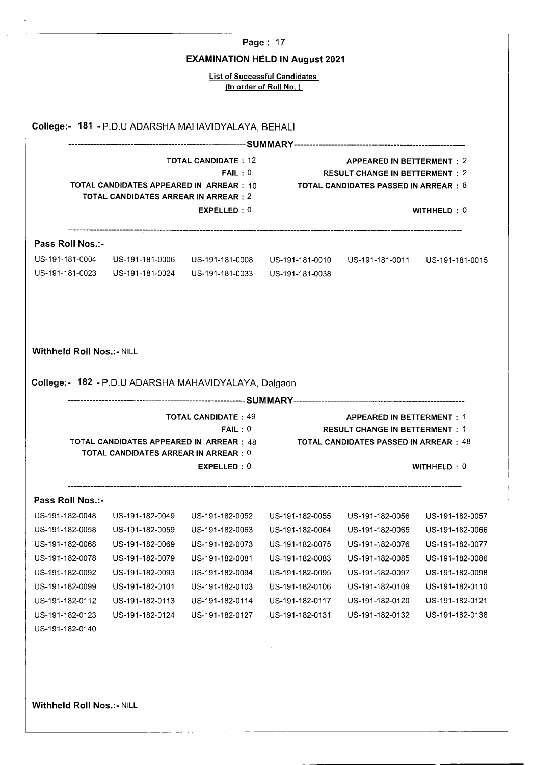# EXAMINATION HELD IN August 2021

**List of Successful Candidates**
**(In order of Roll No.)**

## College:- 181 - P.D.U ADARSHA MAHAVIDYALAYA, BEHALI

---SUMMARY---

**TOTAL CANDIDATE : 12**
**FAIL : 0**
**TOTAL CANDIDATES APPEARED IN ARREAR : 10**
**TOTAL CANDIDATES ARREAR IN ARREAR : 2**
**EXPELLED : 0**

**APPEARED IN BETTERMENT : 2**
**RESULT CHANGE IN BETTERMENT : 2**
**TOTAL CANDIDATES PASSED IN ARREAR : 8**
**WITHHELD : 0**

### Pass Roll Nos.:-

US-191-181-0004 US-191-181-0006 US-191-181-0008 US-191-181-0010 US-191-181-0011 US-191-181-0015
US-191-181-0023 US-191-181-0024 US-191-181-0033 US-191-181-0038

**Withheld Roll Nos.:-** NILL

## College:- 182 - P.D.U ADARSHA MAHAVIDYALAYA, Dalgaon

---SUMMARY---

**TOTAL CANDIDATE : 49**
**FAIL : 0**
**TOTAL CANDIDATES APPEARED IN ARREAR : 48**
**TOTAL CANDIDATES ARREAR IN ARREAR : 0**
**EXPELLED : 0**

**APPEARED IN BETTERMENT : 1**
**RESULT CHANGE IN BETTERMENT : 1**
**TOTAL CANDIDATES PASSED IN ARREAR : 48**
**WITHHELD : 0**

### Pass Roll Nos.:-

US-191-182-0048 US-191-182-0049 US-191-182-0052 US-191-182-0055 US-191-182-0056 US-191-182-0057
US-191-182-0058 US-191-182-0059 US-191-182-0063 US-191-182-0064 US-191-182-0065 US-191-182-0066
US-191-182-0068 US-191-182-0069 US-191-182-0073 US-191-182-0075 US-191-182-0076 US-191-182-0077
US-191-182-0078 US-191-182-0079 US-191-182-0081 US-191-182-0083 US-191-182-0085 US-191-182-0086
US-191-182-0092 US-191-182-0093 US-191-182-0094 US-191-182-0095 US-191-182-0097 US-191-182-0098
US-191-182-0099 US-191-182-0101 US-191-182-0103 US-191-182-0106 US-191-182-0109 US-191-182-0110
US-191-182-0112 US-191-182-0113 US-191-182-0114 US-191-182-0117 US-191-182-0120 US-191-182-0121
US-191-182-0123 US-191-182-0124 US-191-182-0127 US-191-182-0131 US-191-182-0132 US-191-182-0138
US-191-182-0140

**Withheld Roll Nos.:-** NILL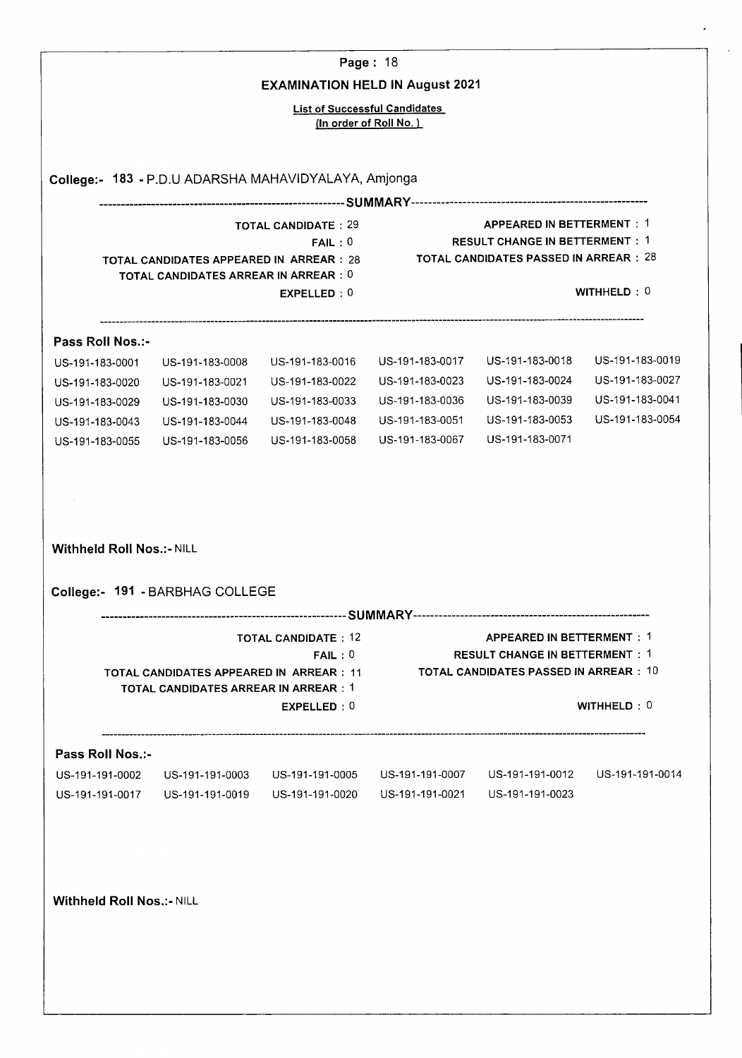## EXAMINATION HELD IN August 2021

**List of Successful Candidates**
**(In order of Roll No.)**

### College:- 183 - P.D.U ADARSHA MAHAVIDYALAYA, Amjonga

--------------------SUMMARY--------------------

| | |
|---|---|
| TOTAL CANDIDATE : 29 | APPEARED IN BETTERMENT : 1 |
| FAIL : 0 | RESULT CHANGE IN BETTERMENT : 1 |
| TOTAL CANDIDATES APPEARED IN ARREAR : 28 | TOTAL CANDIDATES PASSED IN ARREAR : 28 |
| TOTAL CANDIDATES ARREAR IN ARREAR : 0 | |
| EXPELLED : 0 | WITHHELD : 0 |

**Pass Roll Nos.:-**

| | | | | | |
|---|---|---|---|---|---|
| US-191-183-0001 | US-191-183-0008 | US-191-183-0016 | US-191-183-0017 | US-191-183-0018 | US-191-183-0019 |
| US-191-183-0020 | US-191-183-0021 | US-191-183-0022 | US-191-183-0023 | US-191-183-0024 | US-191-183-0027 |
| US-191-183-0029 | US-191-183-0030 | US-191-183-0033 | US-191-183-0036 | US-191-183-0039 | US-191-183-0041 |
| US-191-183-0043 | US-191-183-0044 | US-191-183-0048 | US-191-183-0051 | US-191-183-0053 | US-191-183-0054 |
| US-191-183-0055 | US-191-183-0056 | US-191-183-0058 | US-191-183-0067 | US-191-183-0071 | |

**Withheld Roll Nos.:-** NILL

### College:- 191 - BARBHAG COLLEGE

--------------------SUMMARY--------------------

| | |
|---|---|
| TOTAL CANDIDATE : 12 | APPEARED IN BETTERMENT : 1 |
| FAIL : 0 | RESULT CHANGE IN BETTERMENT : 1 |
| TOTAL CANDIDATES APPEARED IN ARREAR : 11 | TOTAL CANDIDATES PASSED IN ARREAR : 10 |
| TOTAL CANDIDATES ARREAR IN ARREAR : 1 | |
| EXPELLED : 0 | WITHHELD : 0 |

**Pass Roll Nos.:-**

| | | | | | |
|---|---|---|---|---|---|
| US-191-191-0002 | US-191-191-0003 | US-191-191-0005 | US-191-191-0007 | US-191-191-0012 | US-191-191-0014 |
| US-191-191-0017 | US-191-191-0019 | US-191-191-0020 | US-191-191-0021 | US-191-191-0023 | |

**Withheld Roll Nos.:-** NILL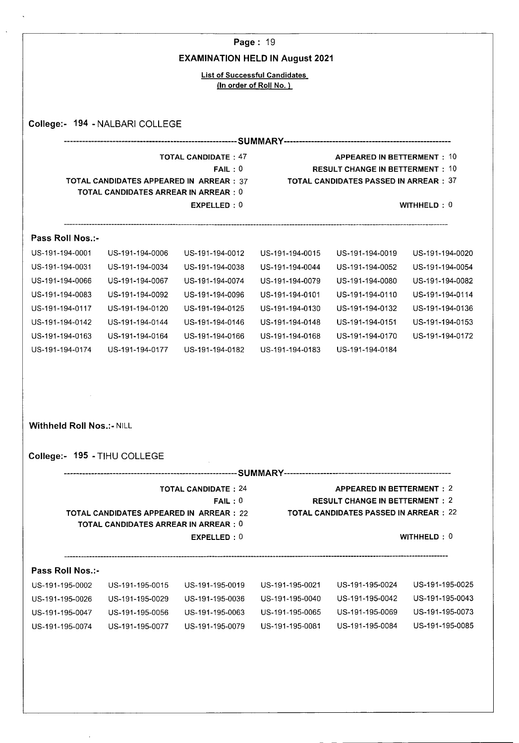**EXAMINATION HELD IN August 2021**

**List of Successful Candidates**
**(In order of Roll No. )**

## College:- 194 - NALBARI COLLEGE

---SUMMARY---

| | |
|---|---|
| TOTAL CANDIDATE : 47 | APPEARED IN BETTERMENT : 10 |
| FAIL : 0 | RESULT CHANGE IN BETTERMENT : 10 |
| TOTAL CANDIDATES APPEARED IN ARREAR : 37 | TOTAL CANDIDATES PASSED IN ARREAR : 37 |
| TOTAL CANDIDATES ARREAR IN ARREAR : 0 | |
| EXPELLED : 0 | WITHHELD : 0 |

**Pass Roll Nos.:-**

| | | | | | |
|---|---|---|---|---|---|
| US-191-194-0001 | US-191-194-0006 | US-191-194-0012 | US-191-194-0015 | US-191-194-0019 | US-191-194-0020 |
| US-191-194-0031 | US-191-194-0034 | US-191-194-0038 | US-191-194-0044 | US-191-194-0052 | US-191-194-0054 |
| US-191-194-0066 | US-191-194-0067 | US-191-194-0074 | US-191-194-0079 | US-191-194-0080 | US-191-194-0082 |
| US-191-194-0083 | US-191-194-0092 | US-191-194-0096 | US-191-194-0101 | US-191-194-0110 | US-191-194-0114 |
| US-191-194-0117 | US-191-194-0120 | US-191-194-0125 | US-191-194-0130 | US-191-194-0132 | US-191-194-0136 |
| US-191-194-0142 | US-191-194-0144 | US-191-194-0146 | US-191-194-0148 | US-191-194-0151 | US-191-194-0153 |
| US-191-194-0163 | US-191-194-0164 | US-191-194-0166 | US-191-194-0168 | US-191-194-0170 | US-191-194-0172 |
| US-191-194-0174 | US-191-194-0177 | US-191-194-0182 | US-191-194-0183 | US-191-194-0184 | |

**Withheld Roll Nos.:-** NILL

## College:- 195 - TIHU COLLEGE

---SUMMARY---

| | |
|---|---|
| TOTAL CANDIDATE : 24 | APPEARED IN BETTERMENT : 2 |
| FAIL : 0 | RESULT CHANGE IN BETTERMENT : 2 |
| TOTAL CANDIDATES APPEARED IN ARREAR : 22 | TOTAL CANDIDATES PASSED IN ARREAR : 22 |
| TOTAL CANDIDATES ARREAR IN ARREAR : 0 | |
| EXPELLED : 0 | WITHHELD : 0 |

**Pass Roll Nos.:-**

| | | | | | |
|---|---|---|---|---|---|
| US-191-195-0002 | US-191-195-0015 | US-191-195-0019 | US-191-195-0021 | US-191-195-0024 | US-191-195-0025 |
| US-191-195-0026 | US-191-195-0029 | US-191-195-0036 | US-191-195-0040 | US-191-195-0042 | US-191-195-0043 |
| US-191-195-0047 | US-191-195-0056 | US-191-195-0063 | US-191-195-0065 | US-191-195-0069 | US-191-195-0073 |
| US-191-195-0074 | US-191-195-0077 | US-191-195-0079 | US-191-195-0081 | US-191-195-0084 | US-191-195-0085 |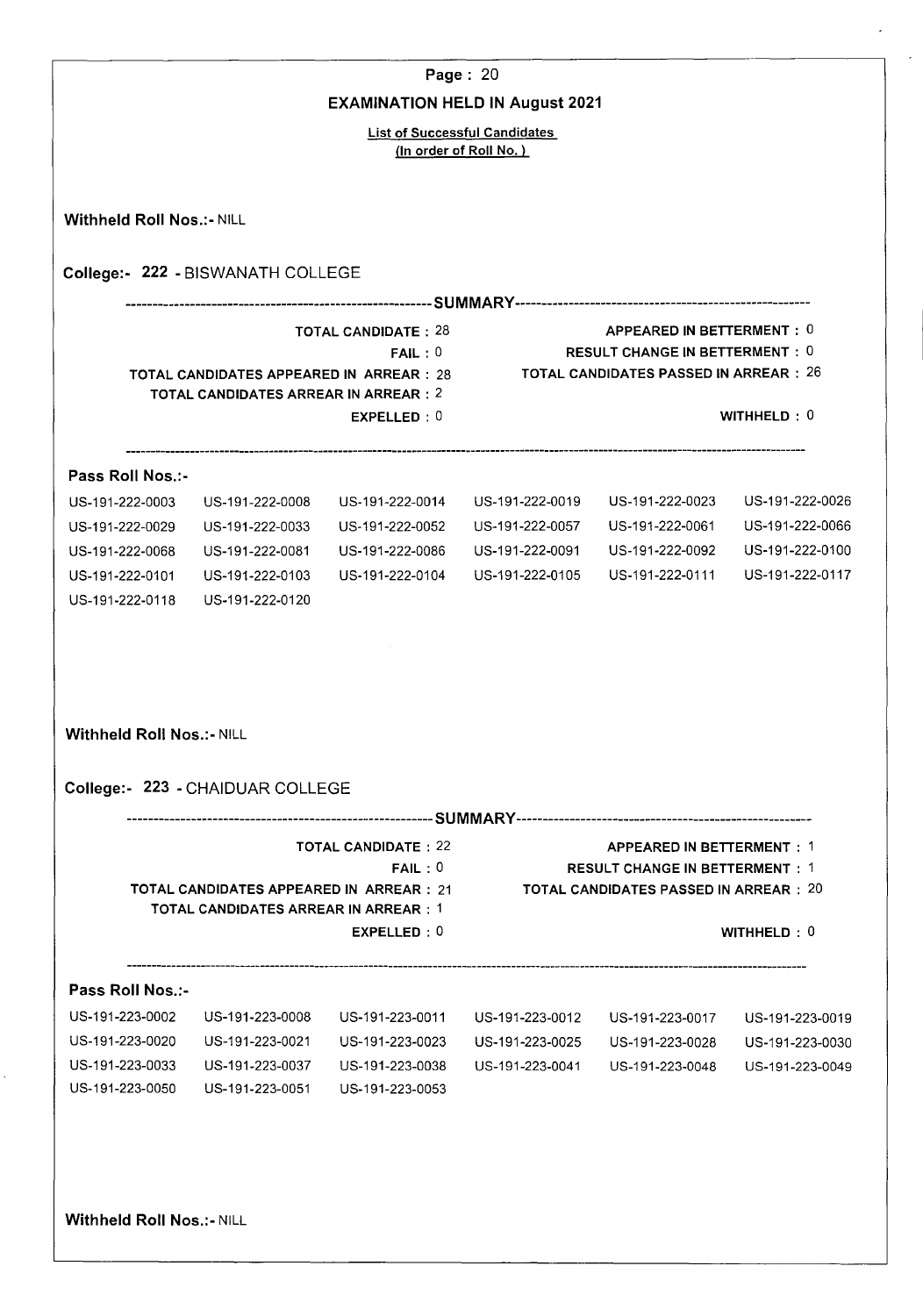## EXAMINATION HELD IN August 2021

**List of Successful Candidates**
**(In order of Roll No.)**

**Withheld Roll Nos.:-** NILL

### College:- 222 - BISWANATH COLLEGE

**SUMMARY**

| | |
|---|---|
| TOTAL CANDIDATE : 28 | APPEARED IN BETTERMENT : 0 |
| FAIL : 0 | RESULT CHANGE IN BETTERMENT : 0 |
| TOTAL CANDIDATES APPEARED IN ARREAR : 28 | TOTAL CANDIDATES PASSED IN ARREAR : 26 |
| TOTAL CANDIDATES ARREAR IN ARREAR : 2 | |
| EXPELLED : 0 | WITHHELD : 0 |

**Pass Roll Nos.:-**

| | | | | | |
|---|---|---|---|---|---|
| US-191-222-0003 | US-191-222-0008 | US-191-222-0014 | US-191-222-0019 | US-191-222-0023 | US-191-222-0026 |
| US-191-222-0029 | US-191-222-0033 | US-191-222-0052 | US-191-222-0057 | US-191-222-0061 | US-191-222-0066 |
| US-191-222-0068 | US-191-222-0081 | US-191-222-0086 | US-191-222-0091 | US-191-222-0092 | US-191-222-0100 |
| US-191-222-0101 | US-191-222-0103 | US-191-222-0104 | US-191-222-0105 | US-191-222-0111 | US-191-222-0117 |
| US-191-222-0118 | US-191-222-0120 | | | | |

**Withheld Roll Nos.:-** NILL

### College:- 223 - CHAIDUAR COLLEGE

**SUMMARY**

| | |
|---|---|
| TOTAL CANDIDATE : 22 | APPEARED IN BETTERMENT : 1 |
| FAIL : 0 | RESULT CHANGE IN BETTERMENT : 1 |
| TOTAL CANDIDATES APPEARED IN ARREAR : 21 | TOTAL CANDIDATES PASSED IN ARREAR : 20 |
| TOTAL CANDIDATES ARREAR IN ARREAR : 1 | |
| EXPELLED : 0 | WITHHELD : 0 |

**Pass Roll Nos.:-**

| | | | | | |
|---|---|---|---|---|---|
| US-191-223-0002 | US-191-223-0008 | US-191-223-0011 | US-191-223-0012 | US-191-223-0017 | US-191-223-0019 |
| US-191-223-0020 | US-191-223-0021 | US-191-223-0023 | US-191-223-0025 | US-191-223-0028 | US-191-223-0030 |
| US-191-223-0033 | US-191-223-0037 | US-191-223-0038 | US-191-223-0041 | US-191-223-0048 | US-191-223-0049 |
| US-191-223-0050 | US-191-223-0051 | US-191-223-0053 | | | |

**Withheld Roll Nos.:-** NILL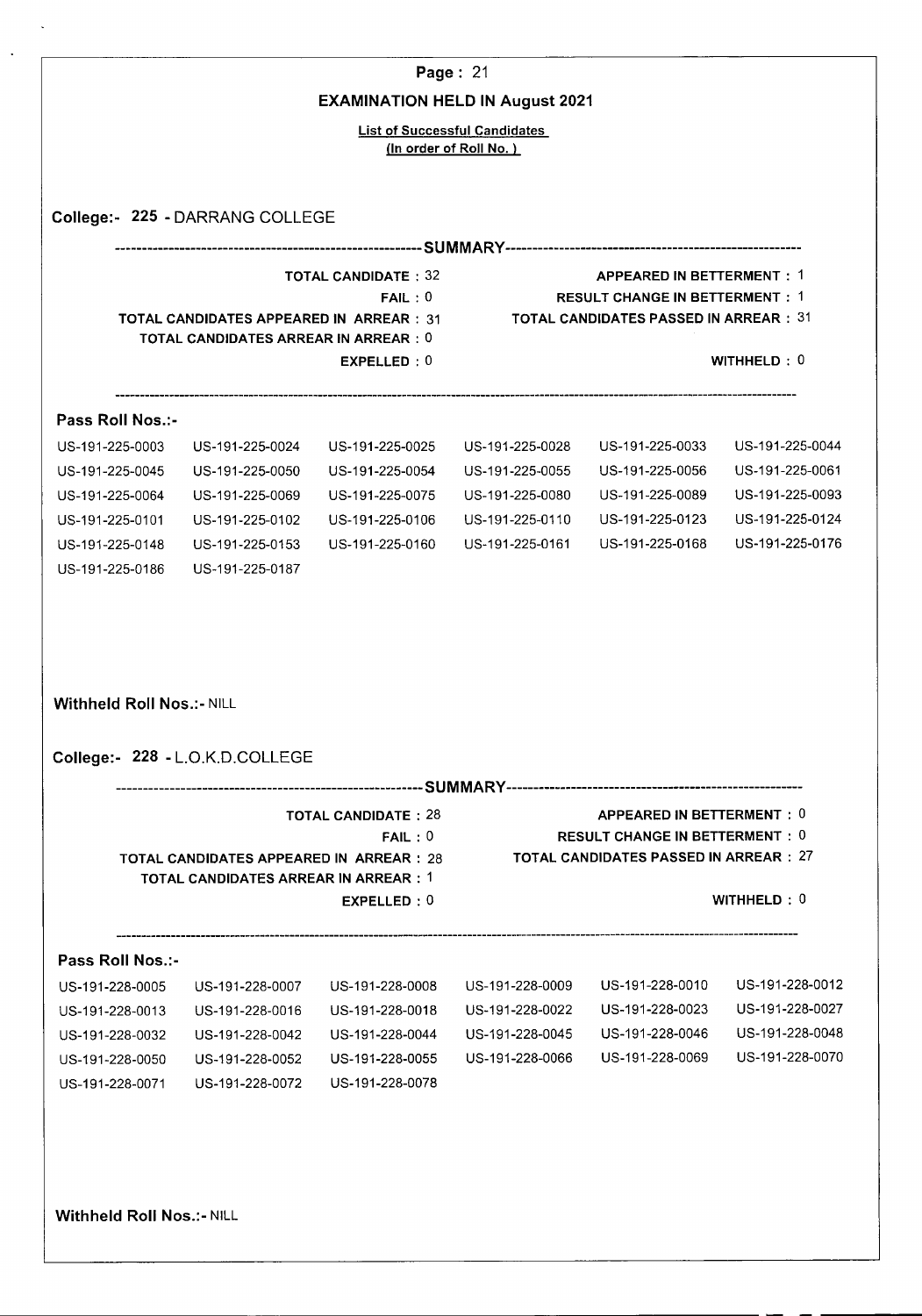## EXAMINATION HELD IN August 2021

**List of Successful Candidates**
**(In order of Roll No. )**

### College:- 225 - DARRANG COLLEGE

**SUMMARY**

| | |
|---|---|
| TOTAL CANDIDATE : 32 | APPEARED IN BETTERMENT : 1 |
| FAIL : 0 | RESULT CHANGE IN BETTERMENT : 1 |
| TOTAL CANDIDATES APPEARED IN ARREAR : 31 | TOTAL CANDIDATES PASSED IN ARREAR : 31 |
| TOTAL CANDIDATES ARREAR IN ARREAR : 0 | |
| EXPELLED : 0 | WITHHELD : 0 |

**Pass Roll Nos.:-**

| | | | | | |
|---|---|---|---|---|---|
| US-191-225-0003 | US-191-225-0024 | US-191-225-0025 | US-191-225-0028 | US-191-225-0033 | US-191-225-0044 |
| US-191-225-0045 | US-191-225-0050 | US-191-225-0054 | US-191-225-0055 | US-191-225-0056 | US-191-225-0061 |
| US-191-225-0064 | US-191-225-0069 | US-191-225-0075 | US-191-225-0080 | US-191-225-0089 | US-191-225-0093 |
| US-191-225-0101 | US-191-225-0102 | US-191-225-0106 | US-191-225-0110 | US-191-225-0123 | US-191-225-0124 |
| US-191-225-0148 | US-191-225-0153 | US-191-225-0160 | US-191-225-0161 | US-191-225-0168 | US-191-225-0176 |
| US-191-225-0186 | US-191-225-0187 | | | | |

**Withheld Roll Nos.:-** NILL

### College:- 228 - L.O.K.D.COLLEGE

**SUMMARY**

| | |
|---|---|
| TOTAL CANDIDATE : 28 | APPEARED IN BETTERMENT : 0 |
| FAIL : 0 | RESULT CHANGE IN BETTERMENT : 0 |
| TOTAL CANDIDATES APPEARED IN ARREAR : 28 | TOTAL CANDIDATES PASSED IN ARREAR : 27 |
| TOTAL CANDIDATES ARREAR IN ARREAR : 1 | |
| EXPELLED : 0 | WITHHELD : 0 |

**Pass Roll Nos.:-**

| | | | | | |
|---|---|---|---|---|---|
| US-191-228-0005 | US-191-228-0007 | US-191-228-0008 | US-191-228-0009 | US-191-228-0010 | US-191-228-0012 |
| US-191-228-0013 | US-191-228-0016 | US-191-228-0018 | US-191-228-0022 | US-191-228-0023 | US-191-228-0027 |
| US-191-228-0032 | US-191-228-0042 | US-191-228-0044 | US-191-228-0045 | US-191-228-0046 | US-191-228-0048 |
| US-191-228-0050 | US-191-228-0052 | US-191-228-0055 | US-191-228-0066 | US-191-228-0069 | US-191-228-0070 |
| US-191-228-0071 | US-191-228-0072 | US-191-228-0078 | | | |

**Withheld Roll Nos.:-** NILL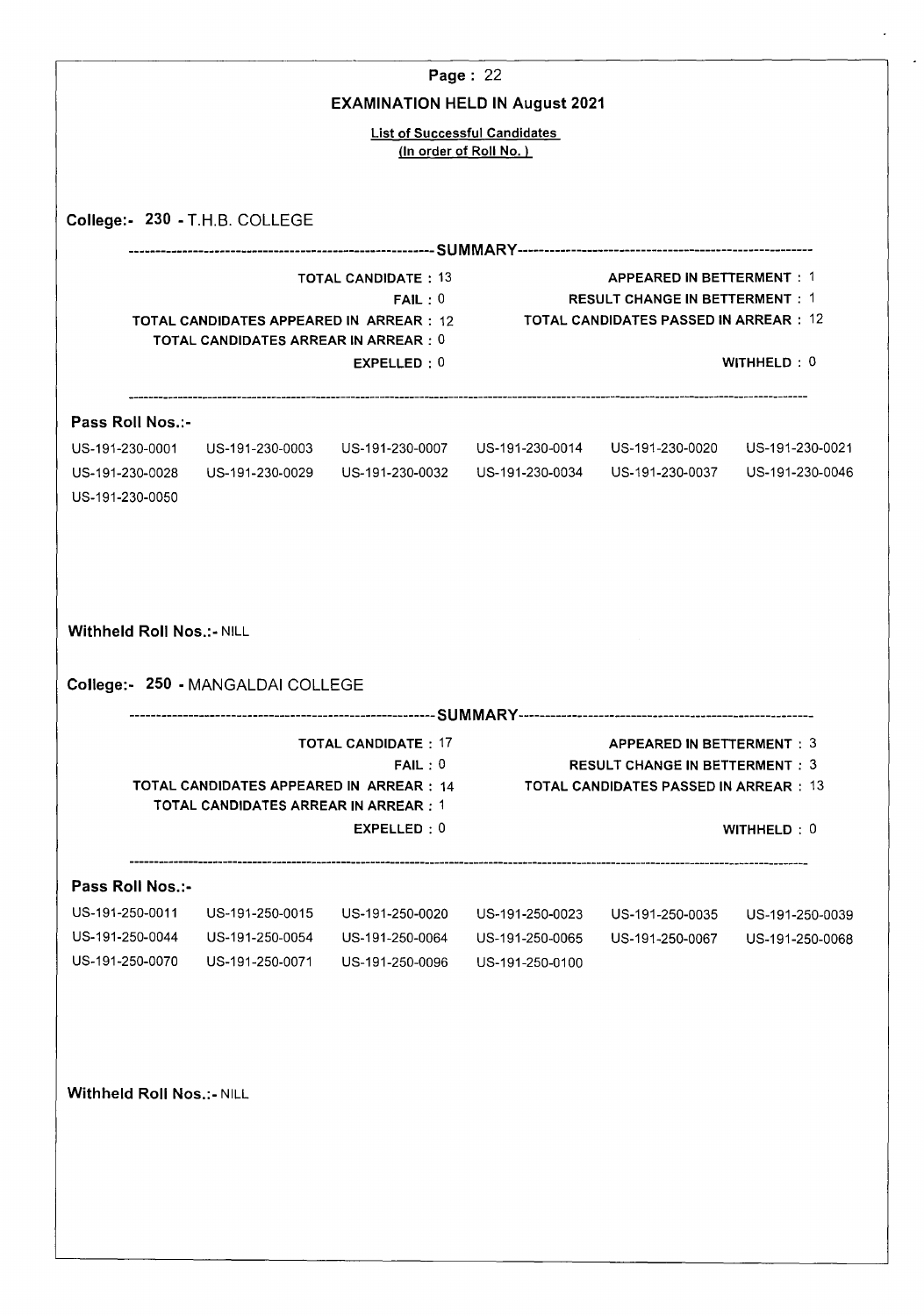## EXAMINATION HELD IN August 2021

**List of Successful Candidates**
**(In order of Roll No. )**

### College:- 230 - T.H.B. COLLEGE

-------------------------------------------------- SUMMARY --------------------------------------------------

| | |
|---|---|
| TOTAL CANDIDATE : 13 | APPEARED IN BETTERMENT : 1 |
| FAIL : 0 | RESULT CHANGE IN BETTERMENT : 1 |
| TOTAL CANDIDATES APPEARED IN ARREAR : 12 | TOTAL CANDIDATES PASSED IN ARREAR : 12 |
| TOTAL CANDIDATES ARREAR IN ARREAR : 0 | |
| EXPELLED : 0 | WITHHELD : 0 |

**Pass Roll Nos.:-**

| | | | | | |
|---|---|---|---|---|---|
| US-191-230-0001 | US-191-230-0003 | US-191-230-0007 | US-191-230-0014 | US-191-230-0020 | US-191-230-0021 |
| US-191-230-0028 | US-191-230-0029 | US-191-230-0032 | US-191-230-0034 | US-191-230-0037 | US-191-230-0046 |
| US-191-230-0050 | | | | | |

**Withheld Roll Nos.:-** NILL

### College:- 250 - MANGALDAI COLLEGE

-------------------------------------------------- SUMMARY --------------------------------------------------

| | |
|---|---|
| TOTAL CANDIDATE : 17 | APPEARED IN BETTERMENT : 3 |
| FAIL : 0 | RESULT CHANGE IN BETTERMENT : 3 |
| TOTAL CANDIDATES APPEARED IN ARREAR : 14 | TOTAL CANDIDATES PASSED IN ARREAR : 13 |
| TOTAL CANDIDATES ARREAR IN ARREAR : 1 | |
| EXPELLED : 0 | WITHHELD : 0 |

**Pass Roll Nos.:-**

| | | | | | |
|---|---|---|---|---|---|
| US-191-250-0011 | US-191-250-0015 | US-191-250-0020 | US-191-250-0023 | US-191-250-0035 | US-191-250-0039 |
| US-191-250-0044 | US-191-250-0054 | US-191-250-0064 | US-191-250-0065 | US-191-250-0067 | US-191-250-0068 |
| US-191-250-0070 | US-191-250-0071 | US-191-250-0096 | US-191-250-0100 | | |

**Withheld Roll Nos.:-** NILL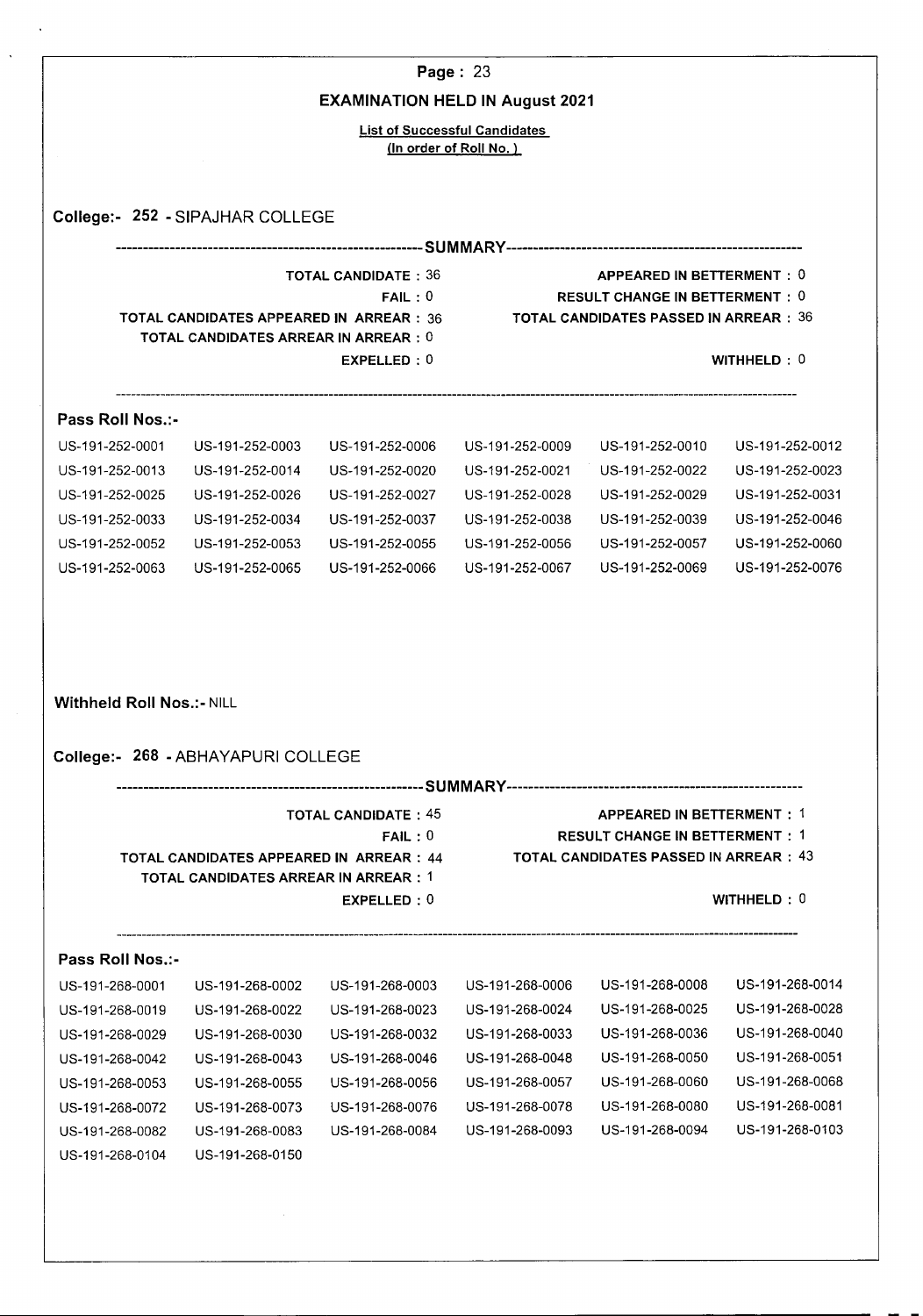## EXAMINATION HELD IN August 2021

**List of Successful Candidates**
**(In order of Roll No.)**

### College:- 252 - SIPAJHAR COLLEGE

**SUMMARY**

| | |
|---|---|
| TOTAL CANDIDATE : 36 | APPEARED IN BETTERMENT : 0 |
| FAIL : 0 | RESULT CHANGE IN BETTERMENT : 0 |
| TOTAL CANDIDATES APPEARED IN ARREAR : 36 | TOTAL CANDIDATES PASSED IN ARREAR : 36 |
| TOTAL CANDIDATES ARREAR IN ARREAR : 0 | |
| EXPELLED : 0 | WITHHELD : 0 |

**Pass Roll Nos.:-**

| | | | | | |
|---|---|---|---|---|---|
| US-191-252-0001 | US-191-252-0003 | US-191-252-0006 | US-191-252-0009 | US-191-252-0010 | US-191-252-0012 |
| US-191-252-0013 | US-191-252-0014 | US-191-252-0020 | US-191-252-0021 | US-191-252-0022 | US-191-252-0023 |
| US-191-252-0025 | US-191-252-0026 | US-191-252-0027 | US-191-252-0028 | US-191-252-0029 | US-191-252-0031 |
| US-191-252-0033 | US-191-252-0034 | US-191-252-0037 | US-191-252-0038 | US-191-252-0039 | US-191-252-0046 |
| US-191-252-0052 | US-191-252-0053 | US-191-252-0055 | US-191-252-0056 | US-191-252-0057 | US-191-252-0060 |
| US-191-252-0063 | US-191-252-0065 | US-191-252-0066 | US-191-252-0067 | US-191-252-0069 | US-191-252-0076 |

**Withheld Roll Nos.:-** NILL

### College:- 268 - ABHAYAPURI COLLEGE

**SUMMARY**

| | |
|---|---|
| TOTAL CANDIDATE : 45 | APPEARED IN BETTERMENT : 1 |
| FAIL : 0 | RESULT CHANGE IN BETTERMENT : 1 |
| TOTAL CANDIDATES APPEARED IN ARREAR : 44 | TOTAL CANDIDATES PASSED IN ARREAR : 43 |
| TOTAL CANDIDATES ARREAR IN ARREAR : 1 | |
| EXPELLED : 0 | WITHHELD : 0 |

**Pass Roll Nos.:-**

| | | | | | |
|---|---|---|---|---|---|
| US-191-268-0001 | US-191-268-0002 | US-191-268-0003 | US-191-268-0006 | US-191-268-0008 | US-191-268-0014 |
| US-191-268-0019 | US-191-268-0022 | US-191-268-0023 | US-191-268-0024 | US-191-268-0025 | US-191-268-0028 |
| US-191-268-0029 | US-191-268-0030 | US-191-268-0032 | US-191-268-0033 | US-191-268-0036 | US-191-268-0040 |
| US-191-268-0042 | US-191-268-0043 | US-191-268-0046 | US-191-268-0048 | US-191-268-0050 | US-191-268-0051 |
| US-191-268-0053 | US-191-268-0055 | US-191-268-0056 | US-191-268-0057 | US-191-268-0060 | US-191-268-0068 |
| US-191-268-0072 | US-191-268-0073 | US-191-268-0076 | US-191-268-0078 | US-191-268-0080 | US-191-268-0081 |
| US-191-268-0082 | US-191-268-0083 | US-191-268-0084 | US-191-268-0093 | US-191-268-0094 | US-191-268-0103 |
| US-191-268-0104 | US-191-268-0150 | | | | |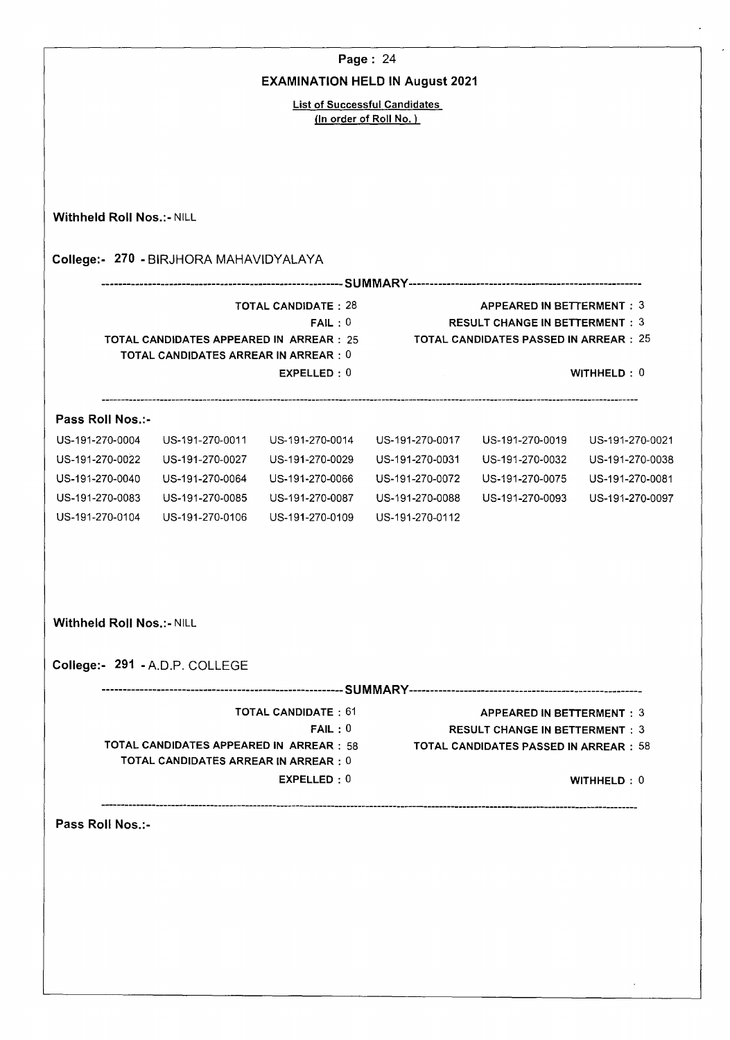## EXAMINATION HELD IN August 2021

**List of Successful Candidates**
**(In order of Roll No. )**

**Withheld Roll Nos.:-** NILL

**College:- 270 -** BIRJHORA MAHAVIDYALAYA

---------------------------------------------------------- SUMMARY ----------------------------------------------------------

| | |
|---|---|
| TOTAL CANDIDATE : 28 | APPEARED IN BETTERMENT : 3 |
| FAIL : 0 | RESULT CHANGE IN BETTERMENT : 3 |
| TOTAL CANDIDATES APPEARED IN ARREAR : 25 | TOTAL CANDIDATES PASSED IN ARREAR : 25 |
| TOTAL CANDIDATES ARREAR IN ARREAR : 0 | |
| EXPELLED : 0 | WITHHELD : 0 |

**Pass Roll Nos.:-**

| | | | | | |
|---|---|---|---|---|---|
| US-191-270-0004 | US-191-270-0011 | US-191-270-0014 | US-191-270-0017 | US-191-270-0019 | US-191-270-0021 |
| US-191-270-0022 | US-191-270-0027 | US-191-270-0029 | US-191-270-0031 | US-191-270-0032 | US-191-270-0038 |
| US-191-270-0040 | US-191-270-0064 | US-191-270-0066 | US-191-270-0072 | US-191-270-0075 | US-191-270-0081 |
| US-191-270-0083 | US-191-270-0085 | US-191-270-0087 | US-191-270-0088 | US-191-270-0093 | US-191-270-0097 |
| US-191-270-0104 | US-191-270-0106 | US-191-270-0109 | US-191-270-0112 | | |

**Withheld Roll Nos.:-** NILL

**College:- 291 -** A.D.P. COLLEGE

---------------------------------------------------------- SUMMARY ----------------------------------------------------------

| | |
|---|---|
| TOTAL CANDIDATE : 61 | APPEARED IN BETTERMENT : 3 |
| FAIL : 0 | RESULT CHANGE IN BETTERMENT : 3 |
| TOTAL CANDIDATES APPEARED IN ARREAR : 58 | TOTAL CANDIDATES PASSED IN ARREAR : 58 |
| TOTAL CANDIDATES ARREAR IN ARREAR : 0 | |
| EXPELLED : 0 | WITHHELD : 0 |

**Pass Roll Nos.:-**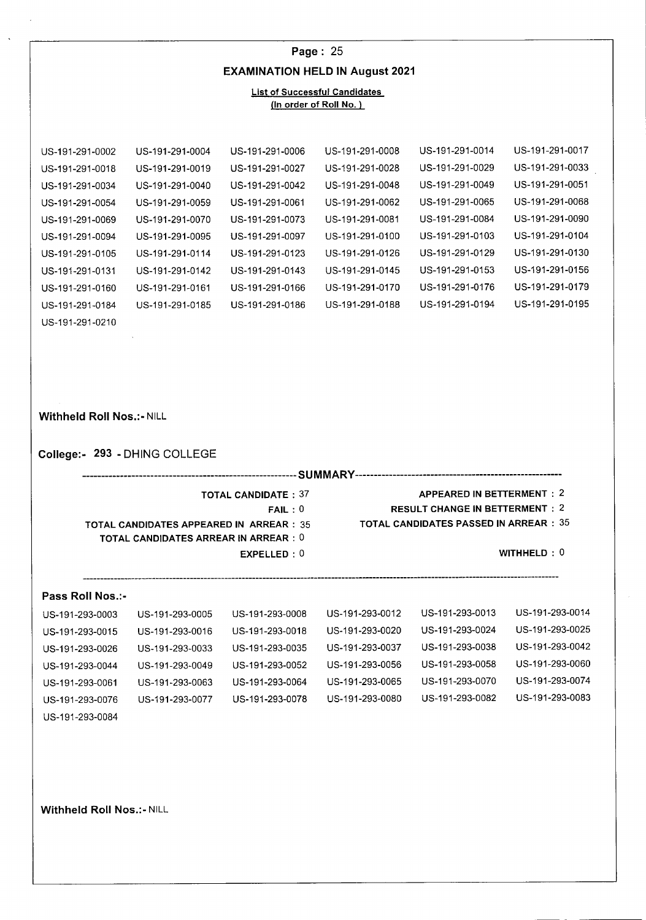## EXAMINATION HELD IN August 2021

**List of Successful Candidates**
**(In order of Roll No.)**

| | | | | | |
|---|---|---|---|---|---|
| US-191-291-0002 | US-191-291-0004 | US-191-291-0006 | US-191-291-0008 | US-191-291-0014 | US-191-291-0017 |
| US-191-291-0018 | US-191-291-0019 | US-191-291-0027 | US-191-291-0028 | US-191-291-0029 | US-191-291-0033 |
| US-191-291-0034 | US-191-291-0040 | US-191-291-0042 | US-191-291-0048 | US-191-291-0049 | US-191-291-0051 |
| US-191-291-0054 | US-191-291-0059 | US-191-291-0061 | US-191-291-0062 | US-191-291-0065 | US-191-291-0068 |
| US-191-291-0069 | US-191-291-0070 | US-191-291-0073 | US-191-291-0081 | US-191-291-0084 | US-191-291-0090 |
| US-191-291-0094 | US-191-291-0095 | US-191-291-0097 | US-191-291-0100 | US-191-291-0103 | US-191-291-0104 |
| US-191-291-0105 | US-191-291-0114 | US-191-291-0123 | US-191-291-0126 | US-191-291-0129 | US-191-291-0130 |
| US-191-291-0131 | US-191-291-0142 | US-191-291-0143 | US-191-291-0145 | US-191-291-0153 | US-191-291-0156 |
| US-191-291-0160 | US-191-291-0161 | US-191-291-0166 | US-191-291-0170 | US-191-291-0176 | US-191-291-0179 |
| US-191-291-0184 | US-191-291-0185 | US-191-291-0186 | US-191-291-0188 | US-191-291-0194 | US-191-291-0195 |
| US-191-291-0210 | | | | | |

**Withheld Roll Nos.:-** NILL

### College:- 293 - DHING COLLEGE

**SUMMARY**

| | |
|---|---|
| **TOTAL CANDIDATE :** 37 | **APPEARED IN BETTERMENT :** 2 |
| **FAIL :** 0 | **RESULT CHANGE IN BETTERMENT :** 2 |
| **TOTAL CANDIDATES APPEARED IN ARREAR :** 35 | **TOTAL CANDIDATES PASSED IN ARREAR :** 35 |
| **TOTAL CANDIDATES ARREAR IN ARREAR :** 0 | |
| **EXPELLED :** 0 | **WITHHELD :** 0 |

**Pass Roll Nos.:-**

| | | | | | |
|---|---|---|---|---|---|
| US-191-293-0003 | US-191-293-0005 | US-191-293-0008 | US-191-293-0012 | US-191-293-0013 | US-191-293-0014 |
| US-191-293-0015 | US-191-293-0016 | US-191-293-0018 | US-191-293-0020 | US-191-293-0024 | US-191-293-0025 |
| US-191-293-0026 | US-191-293-0033 | US-191-293-0035 | US-191-293-0037 | US-191-293-0038 | US-191-293-0042 |
| US-191-293-0044 | US-191-293-0049 | US-191-293-0052 | US-191-293-0056 | US-191-293-0058 | US-191-293-0060 |
| US-191-293-0061 | US-191-293-0063 | US-191-293-0064 | US-191-293-0065 | US-191-293-0070 | US-191-293-0074 |
| US-191-293-0076 | US-191-293-0077 | US-191-293-0078 | US-191-293-0080 | US-191-293-0082 | US-191-293-0083 |
| US-191-293-0084 | | | | | |

**Withheld Roll Nos.:-** NILL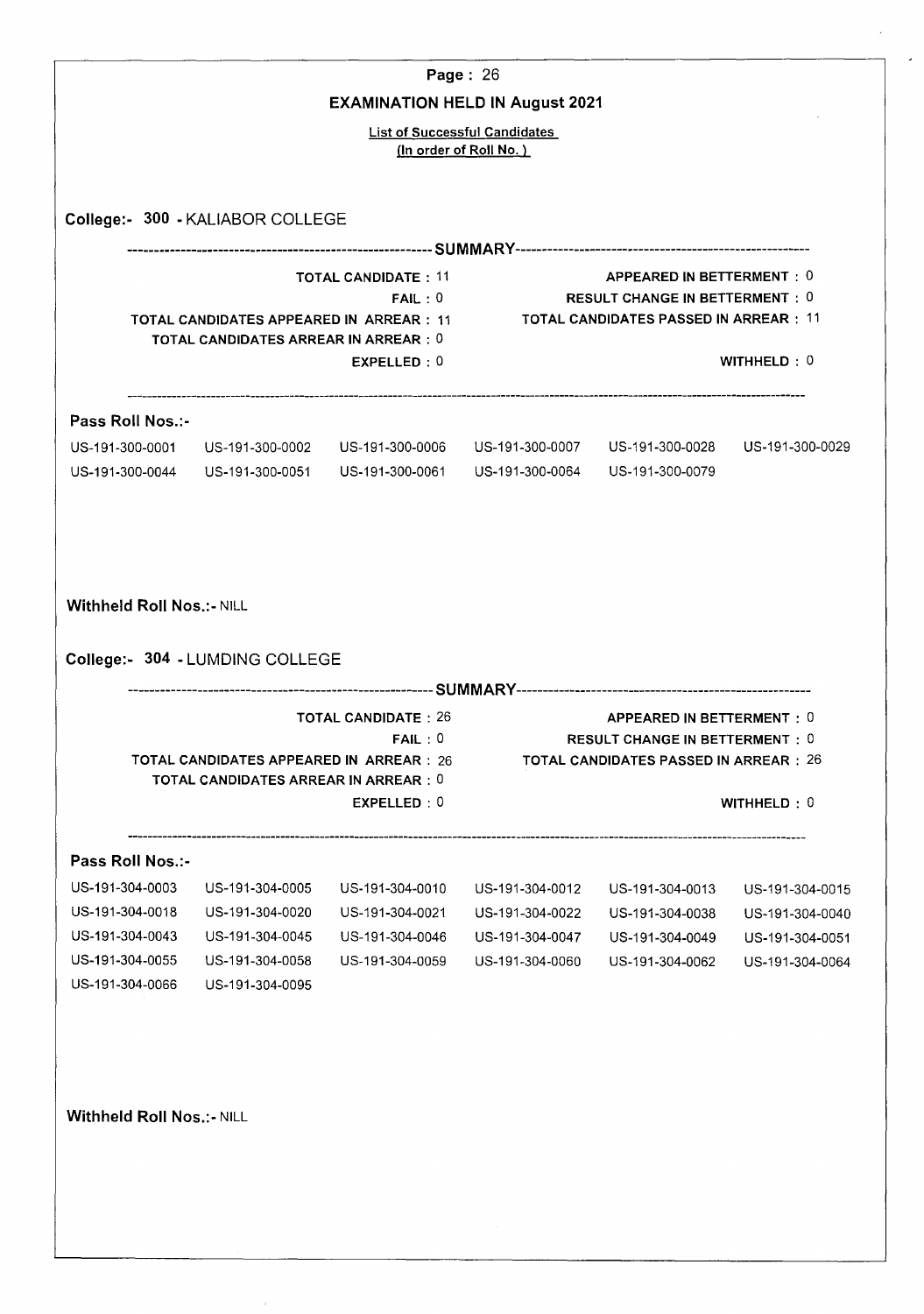## EXAMINATION HELD IN August 2021

**List of Successful Candidates**
**(In order of Roll No.)**

### College:- 300 - KALIABOR COLLEGE

---------- SUMMARY ----------

| | |
|---|---|
| TOTAL CANDIDATE : 11 | APPEARED IN BETTERMENT : 0 |
| FAIL : 0 | RESULT CHANGE IN BETTERMENT : 0 |
| TOTAL CANDIDATES APPEARED IN ARREAR : 11 | TOTAL CANDIDATES PASSED IN ARREAR : 11 |
| TOTAL CANDIDATES ARREAR IN ARREAR : 0 | |
| EXPELLED : 0 | WITHHELD : 0 |

**Pass Roll Nos.:-**

| | | | | | |
|---|---|---|---|---|---|
| US-191-300-0001 | US-191-300-0002 | US-191-300-0006 | US-191-300-0007 | US-191-300-0028 | US-191-300-0029 |
| US-191-300-0044 | US-191-300-0051 | US-191-300-0061 | US-191-300-0064 | US-191-300-0079 | |

**Withheld Roll Nos.:-** NILL

### College:- 304 - LUMDING COLLEGE

---------- SUMMARY ----------

| | |
|---|---|
| TOTAL CANDIDATE : 26 | APPEARED IN BETTERMENT : 0 |
| FAIL : 0 | RESULT CHANGE IN BETTERMENT : 0 |
| TOTAL CANDIDATES APPEARED IN ARREAR : 26 | TOTAL CANDIDATES PASSED IN ARREAR : 26 |
| TOTAL CANDIDATES ARREAR IN ARREAR : 0 | |
| EXPELLED : 0 | WITHHELD : 0 |

**Pass Roll Nos.:-**

| | | | | | |
|---|---|---|---|---|---|
| US-191-304-0003 | US-191-304-0005 | US-191-304-0010 | US-191-304-0012 | US-191-304-0013 | US-191-304-0015 |
| US-191-304-0018 | US-191-304-0020 | US-191-304-0021 | US-191-304-0022 | US-191-304-0038 | US-191-304-0040 |
| US-191-304-0043 | US-191-304-0045 | US-191-304-0046 | US-191-304-0047 | US-191-304-0049 | US-191-304-0051 |
| US-191-304-0055 | US-191-304-0058 | US-191-304-0059 | US-191-304-0060 | US-191-304-0062 | US-191-304-0064 |
| US-191-304-0066 | US-191-304-0095 | | | | |

**Withheld Roll Nos.:-** NILL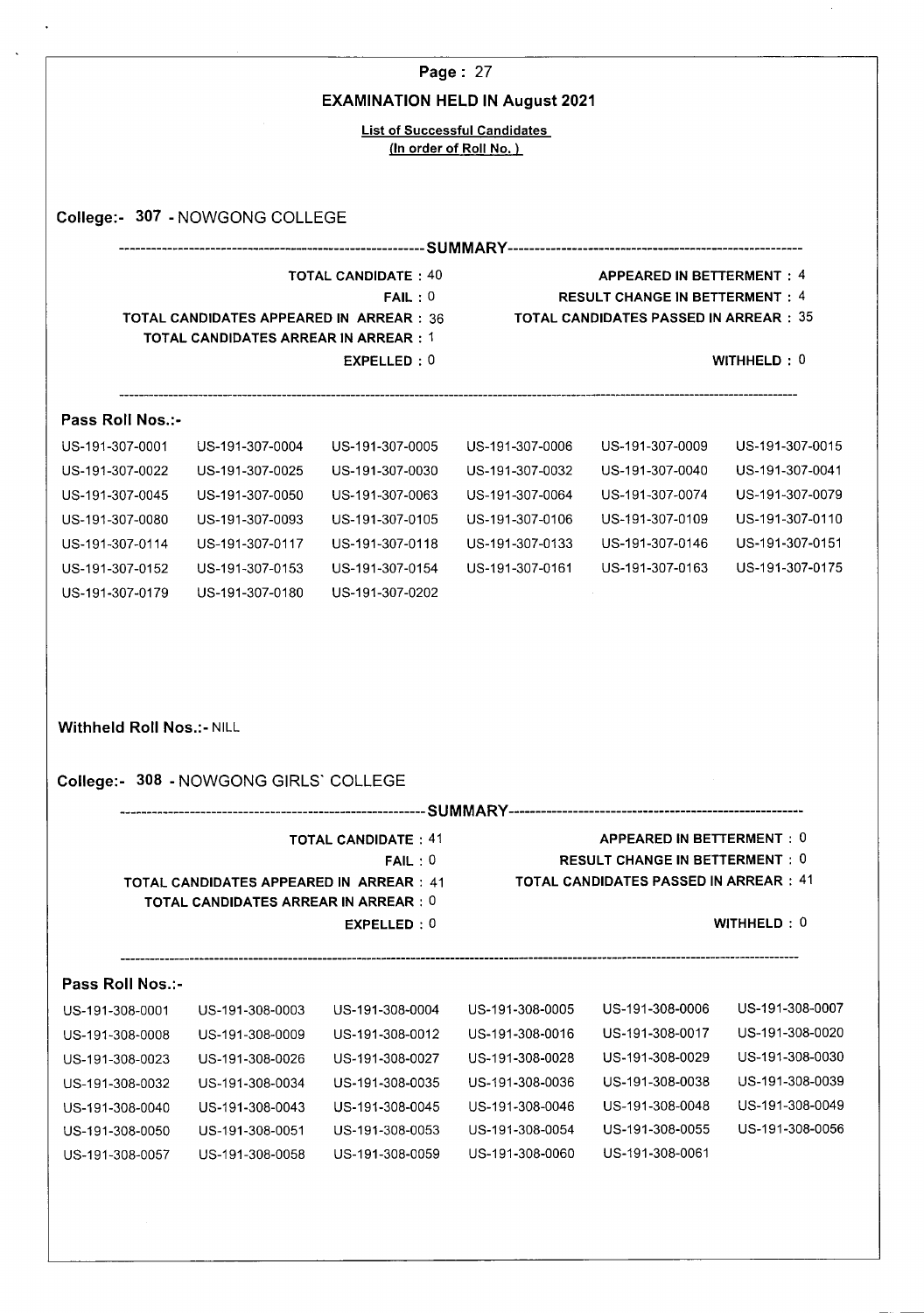**EXAMINATION HELD IN August 2021**

**List of Successful Candidates**
**(In order of Roll No.)**

## College:- 307 - NOWGONG COLLEGE

-----SUMMARY-----

| | |
|---|---|
| TOTAL CANDIDATE : 40 | APPEARED IN BETTERMENT : 4 |
| FAIL : 0 | RESULT CHANGE IN BETTERMENT : 4 |
| TOTAL CANDIDATES APPEARED IN ARREAR : 36 | TOTAL CANDIDATES PASSED IN ARREAR : 35 |
| TOTAL CANDIDATES ARREAR IN ARREAR : 1 | |
| EXPELLED : 0 | WITHHELD : 0 |

**Pass Roll Nos.:-**

| | | | | | |
|---|---|---|---|---|---|
| US-191-307-0001 | US-191-307-0004 | US-191-307-0005 | US-191-307-0006 | US-191-307-0009 | US-191-307-0015 |
| US-191-307-0022 | US-191-307-0025 | US-191-307-0030 | US-191-307-0032 | US-191-307-0040 | US-191-307-0041 |
| US-191-307-0045 | US-191-307-0050 | US-191-307-0063 | US-191-307-0064 | US-191-307-0074 | US-191-307-0079 |
| US-191-307-0080 | US-191-307-0093 | US-191-307-0105 | US-191-307-0106 | US-191-307-0109 | US-191-307-0110 |
| US-191-307-0114 | US-191-307-0117 | US-191-307-0118 | US-191-307-0133 | US-191-307-0146 | US-191-307-0151 |
| US-191-307-0152 | US-191-307-0153 | US-191-307-0154 | US-191-307-0161 | US-191-307-0163 | US-191-307-0175 |
| US-191-307-0179 | US-191-307-0180 | US-191-307-0202 | | | |

**Withheld Roll Nos.:-** NILL

## College:- 308 - NOWGONG GIRLS' COLLEGE

-----SUMMARY-----

| | |
|---|---|
| TOTAL CANDIDATE : 41 | APPEARED IN BETTERMENT : 0 |
| FAIL : 0 | RESULT CHANGE IN BETTERMENT : 0 |
| TOTAL CANDIDATES APPEARED IN ARREAR : 41 | TOTAL CANDIDATES PASSED IN ARREAR : 41 |
| TOTAL CANDIDATES ARREAR IN ARREAR : 0 | |
| EXPELLED : 0 | WITHHELD : 0 |

**Pass Roll Nos.:-**

| | | | | | |
|---|---|---|---|---|---|
| US-191-308-0001 | US-191-308-0003 | US-191-308-0004 | US-191-308-0005 | US-191-308-0006 | US-191-308-0007 |
| US-191-308-0008 | US-191-308-0009 | US-191-308-0012 | US-191-308-0016 | US-191-308-0017 | US-191-308-0020 |
| US-191-308-0023 | US-191-308-0026 | US-191-308-0027 | US-191-308-0028 | US-191-308-0029 | US-191-308-0030 |
| US-191-308-0032 | US-191-308-0034 | US-191-308-0035 | US-191-308-0036 | US-191-308-0038 | US-191-308-0039 |
| US-191-308-0040 | US-191-308-0043 | US-191-308-0045 | US-191-308-0046 | US-191-308-0048 | US-191-308-0049 |
| US-191-308-0050 | US-191-308-0051 | US-191-308-0053 | US-191-308-0054 | US-191-308-0055 | US-191-308-0056 |
| US-191-308-0057 | US-191-308-0058 | US-191-308-0059 | US-191-308-0060 | US-191-308-0061 | |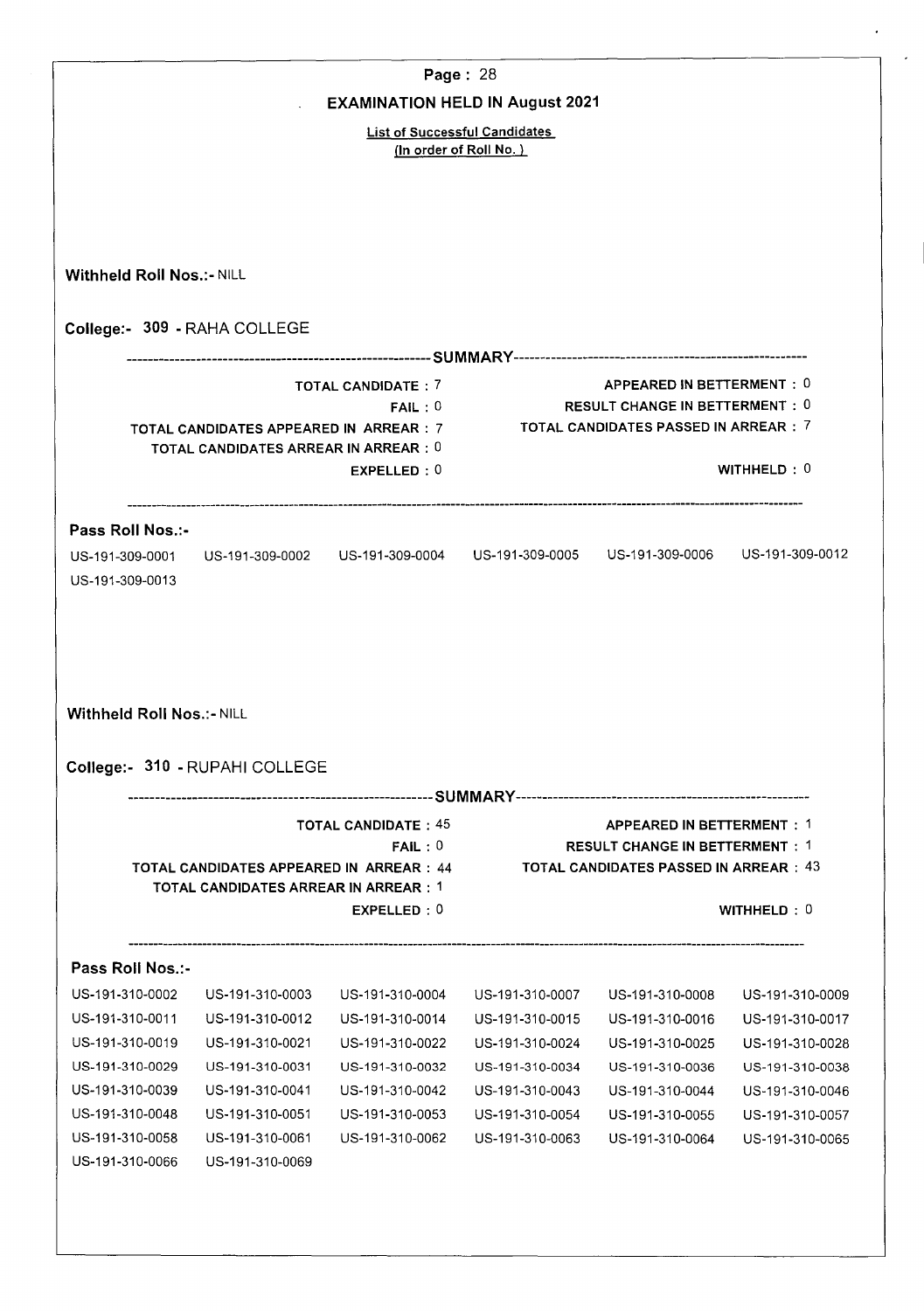**EXAMINATION HELD IN August 2021**

**List of Successful Candidates**
**(In order of Roll No.)**

**Withheld Roll Nos.:-** NILL

## College:- 309 - RAHA COLLEGE

----------------------------------------SUMMARY----------------------------------------

| | |
|---|---|
| TOTAL CANDIDATE : 7 | APPEARED IN BETTERMENT : 0 |
| FAIL : 0 | RESULT CHANGE IN BETTERMENT : 0 |
| TOTAL CANDIDATES APPEARED IN ARREAR : 7 | TOTAL CANDIDATES PASSED IN ARREAR : 7 |
| TOTAL CANDIDATES ARREAR IN ARREAR : 0 | |
| EXPELLED : 0 | WITHHELD : 0 |

**Pass Roll Nos.:-**

US-191-309-0001 US-191-309-0002 US-191-309-0004 US-191-309-0005 US-191-309-0006 US-191-309-0012
US-191-309-0013

**Withheld Roll Nos.:-** NILL

## College:- 310 - RUPAHI COLLEGE

----------------------------------------SUMMARY----------------------------------------

| | |
|---|---|
| TOTAL CANDIDATE : 45 | APPEARED IN BETTERMENT : 1 |
| FAIL : 0 | RESULT CHANGE IN BETTERMENT : 1 |
| TOTAL CANDIDATES APPEARED IN ARREAR : 44 | TOTAL CANDIDATES PASSED IN ARREAR : 43 |
| TOTAL CANDIDATES ARREAR IN ARREAR : 1 | |
| EXPELLED : 0 | WITHHELD : 0 |

**Pass Roll Nos.:-**

US-191-310-0002 US-191-310-0003 US-191-310-0004 US-191-310-0007 US-191-310-0008 US-191-310-0009
US-191-310-0011 US-191-310-0012 US-191-310-0014 US-191-310-0015 US-191-310-0016 US-191-310-0017
US-191-310-0019 US-191-310-0021 US-191-310-0022 US-191-310-0024 US-191-310-0025 US-191-310-0028
US-191-310-0029 US-191-310-0031 US-191-310-0032 US-191-310-0034 US-191-310-0036 US-191-310-0038
US-191-310-0039 US-191-310-0041 US-191-310-0042 US-191-310-0043 US-191-310-0044 US-191-310-0046
US-191-310-0048 US-191-310-0051 US-191-310-0053 US-191-310-0054 US-191-310-0055 US-191-310-0057
US-191-310-0058 US-191-310-0061 US-191-310-0062 US-191-310-0063 US-191-310-0064 US-191-310-0065
US-191-310-0066 US-191-310-0069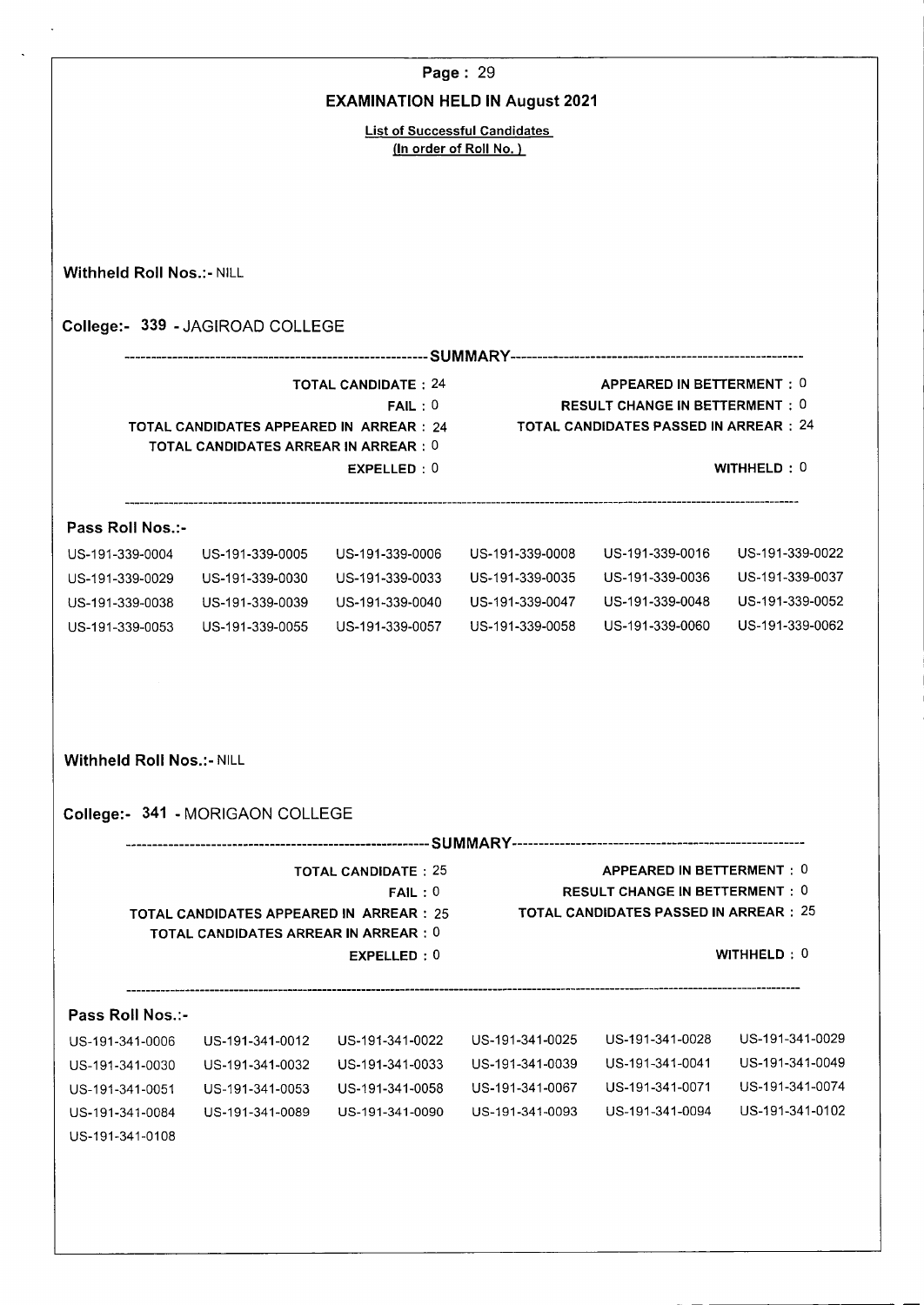## EXAMINATION HELD IN August 2021

**List of Successful Candidates**
**(In order of Roll No.)**

**Withheld Roll Nos.:-** NILL

### College:- 339 - JAGIROAD COLLEGE

**SUMMARY**

| | | | |
|---|---|---|---|
| TOTAL CANDIDATE : | 24 | APPEARED IN BETTERMENT : | 0 |
| FAIL : | 0 | RESULT CHANGE IN BETTERMENT : | 0 |
| TOTAL CANDIDATES APPEARED IN ARREAR : | 24 | TOTAL CANDIDATES PASSED IN ARREAR : | 24 |
| TOTAL CANDIDATES ARREAR IN ARREAR : | 0 | | |
| EXPELLED : | 0 | WITHHELD : | 0 |

**Pass Roll Nos.:-**

| | | | | | |
|---|---|---|---|---|---|
| US-191-339-0004 | US-191-339-0005 | US-191-339-0006 | US-191-339-0008 | US-191-339-0016 | US-191-339-0022 |
| US-191-339-0029 | US-191-339-0030 | US-191-339-0033 | US-191-339-0035 | US-191-339-0036 | US-191-339-0037 |
| US-191-339-0038 | US-191-339-0039 | US-191-339-0040 | US-191-339-0047 | US-191-339-0048 | US-191-339-0052 |
| US-191-339-0053 | US-191-339-0055 | US-191-339-0057 | US-191-339-0058 | US-191-339-0060 | US-191-339-0062 |

**Withheld Roll Nos.:-** NILL

### College:- 341 - MORIGAON COLLEGE

**SUMMARY**

| | | | |
|---|---|---|---|
| TOTAL CANDIDATE : | 25 | APPEARED IN BETTERMENT : | 0 |
| FAIL : | 0 | RESULT CHANGE IN BETTERMENT : | 0 |
| TOTAL CANDIDATES APPEARED IN ARREAR : | 25 | TOTAL CANDIDATES PASSED IN ARREAR : | 25 |
| TOTAL CANDIDATES ARREAR IN ARREAR : | 0 | | |
| EXPELLED : | 0 | WITHHELD : | 0 |

**Pass Roll Nos.:-**

| | | | | | |
|---|---|---|---|---|---|
| US-191-341-0006 | US-191-341-0012 | US-191-341-0022 | US-191-341-0025 | US-191-341-0028 | US-191-341-0029 |
| US-191-341-0030 | US-191-341-0032 | US-191-341-0033 | US-191-341-0039 | US-191-341-0041 | US-191-341-0049 |
| US-191-341-0051 | US-191-341-0053 | US-191-341-0058 | US-191-341-0067 | US-191-341-0071 | US-191-341-0074 |
| US-191-341-0084 | US-191-341-0089 | US-191-341-0090 | US-191-341-0093 | US-191-341-0094 | US-191-341-0102 |
| US-191-341-0108 | | | | | |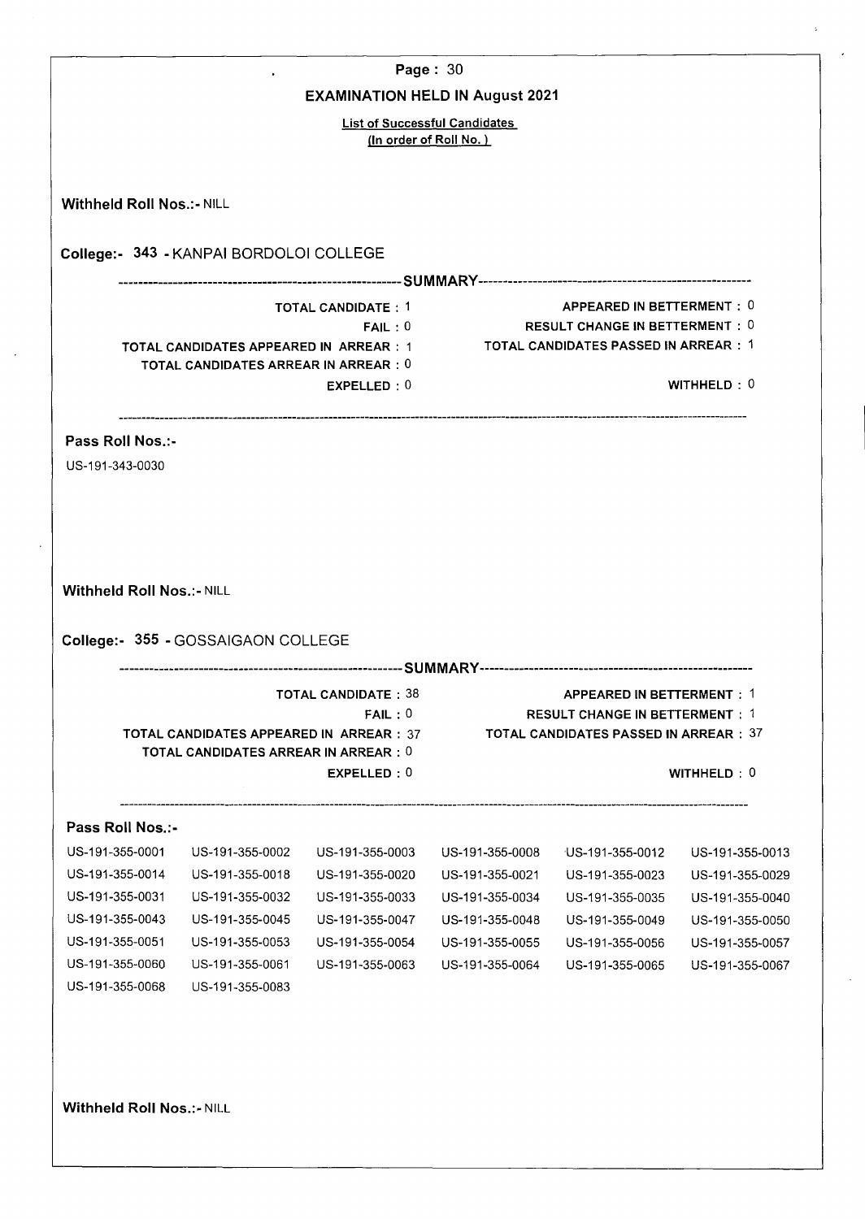# EXAMINATION HELD IN August 2021

**List of Successful Candidates**
**(In order of Roll No.)**

**Withheld Roll Nos.:-** NILL

## College:- 343 - KANPAI BORDOLOI COLLEGE

-----SUMMARY-----

| | |
|---|---|
| TOTAL CANDIDATE : 1 | APPEARED IN BETTERMENT : 0 |
| FAIL : 0 | RESULT CHANGE IN BETTERMENT : 0 |
| TOTAL CANDIDATES APPEARED IN ARREAR : 1 | TOTAL CANDIDATES PASSED IN ARREAR : 1 |
| TOTAL CANDIDATES ARREAR IN ARREAR : 0 | |
| EXPELLED : 0 | WITHHELD : 0 |

**Pass Roll Nos.:-**

US-191-343-0030

**Withheld Roll Nos.:-** NILL

## College:- 355 - GOSSAIGAON COLLEGE

-----SUMMARY-----

| | |
|---|---|
| TOTAL CANDIDATE : 38 | APPEARED IN BETTERMENT : 1 |
| FAIL : 0 | RESULT CHANGE IN BETTERMENT : 1 |
| TOTAL CANDIDATES APPEARED IN ARREAR : 37 | TOTAL CANDIDATES PASSED IN ARREAR : 37 |
| TOTAL CANDIDATES ARREAR IN ARREAR : 0 | |
| EXPELLED : 0 | WITHHELD : 0 |

**Pass Roll Nos.:-**

| | | | | | |
|---|---|---|---|---|---|
| US-191-355-0001 | US-191-355-0002 | US-191-355-0003 | US-191-355-0008 | US-191-355-0012 | US-191-355-0013 |
| US-191-355-0014 | US-191-355-0018 | US-191-355-0020 | US-191-355-0021 | US-191-355-0023 | US-191-355-0029 |
| US-191-355-0031 | US-191-355-0032 | US-191-355-0033 | US-191-355-0034 | US-191-355-0035 | US-191-355-0040 |
| US-191-355-0043 | US-191-355-0045 | US-191-355-0047 | US-191-355-0048 | US-191-355-0049 | US-191-355-0050 |
| US-191-355-0051 | US-191-355-0053 | US-191-355-0054 | US-191-355-0055 | US-191-355-0056 | US-191-355-0057 |
| US-191-355-0060 | US-191-355-0061 | US-191-355-0063 | US-191-355-0064 | US-191-355-0065 | US-191-355-0067 |
| US-191-355-0068 | US-191-355-0083 | | | | |

**Withheld Roll Nos.:-** NILL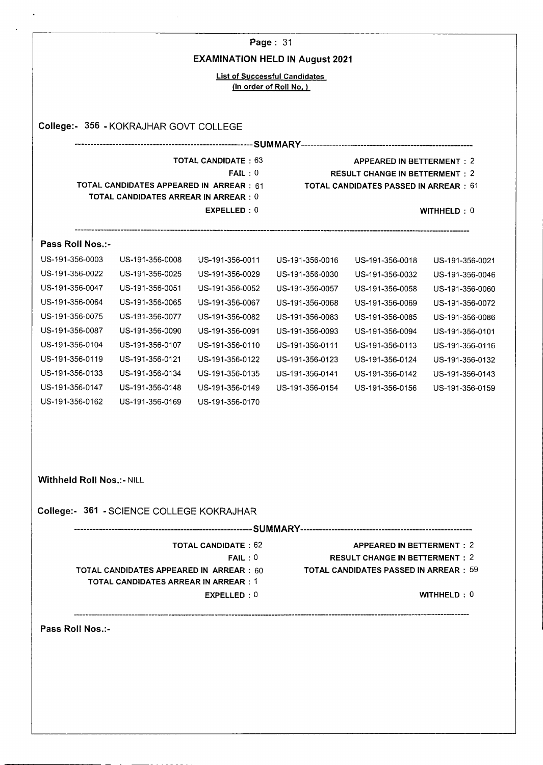## EXAMINATION HELD IN August 2021

**List of Successful Candidates**
**(In order of Roll No. )**

### College:- 356 - KOKRAJHAR GOVT COLLEGE

---SUMMARY---

| | |
|---|---|
| **TOTAL CANDIDATE :** 63 | **APPEARED IN BETTERMENT :** 2 |
| **FAIL :** 0 | **RESULT CHANGE IN BETTERMENT :** 2 |
| **TOTAL CANDIDATES APPEARED IN ARREAR :** 61 | **TOTAL CANDIDATES PASSED IN ARREAR :** 61 |
| **TOTAL CANDIDATES ARREAR IN ARREAR :** 0 | |
| **EXPELLED :** 0 | **WITHHELD :** 0 |

**Pass Roll Nos.:-**

| | | | | | |
|---|---|---|---|---|---|
| US-191-356-0003 | US-191-356-0008 | US-191-356-0011 | US-191-356-0016 | US-191-356-0018 | US-191-356-0021 |
| US-191-356-0022 | US-191-356-0025 | US-191-356-0029 | US-191-356-0030 | US-191-356-0032 | US-191-356-0046 |
| US-191-356-0047 | US-191-356-0051 | US-191-356-0052 | US-191-356-0057 | US-191-356-0058 | US-191-356-0060 |
| US-191-356-0064 | US-191-356-0065 | US-191-356-0067 | US-191-356-0068 | US-191-356-0069 | US-191-356-0072 |
| US-191-356-0075 | US-191-356-0077 | US-191-356-0082 | US-191-356-0083 | US-191-356-0085 | US-191-356-0086 |
| US-191-356-0087 | US-191-356-0090 | US-191-356-0091 | US-191-356-0093 | US-191-356-0094 | US-191-356-0101 |
| US-191-356-0104 | US-191-356-0107 | US-191-356-0110 | US-191-356-0111 | US-191-356-0113 | US-191-356-0116 |
| US-191-356-0119 | US-191-356-0121 | US-191-356-0122 | US-191-356-0123 | US-191-356-0124 | US-191-356-0132 |
| US-191-356-0133 | US-191-356-0134 | US-191-356-0135 | US-191-356-0141 | US-191-356-0142 | US-191-356-0143 |
| US-191-356-0147 | US-191-356-0148 | US-191-356-0149 | US-191-356-0154 | US-191-356-0156 | US-191-356-0159 |
| US-191-356-0162 | US-191-356-0169 | US-191-356-0170 | | | |

**Withheld Roll Nos.:-** NILL

### College:- 361 - SCIENCE COLLEGE KOKRAJHAR

---SUMMARY---

| | |
|---|---|
| **TOTAL CANDIDATE :** 62 | **APPEARED IN BETTERMENT :** 2 |
| **FAIL :** 0 | **RESULT CHANGE IN BETTERMENT :** 2 |
| **TOTAL CANDIDATES APPEARED IN ARREAR :** 60 | **TOTAL CANDIDATES PASSED IN ARREAR :** 59 |
| **TOTAL CANDIDATES ARREAR IN ARREAR :** 1 | |
| **EXPELLED :** 0 | **WITHHELD :** 0 |

**Pass Roll Nos.:-**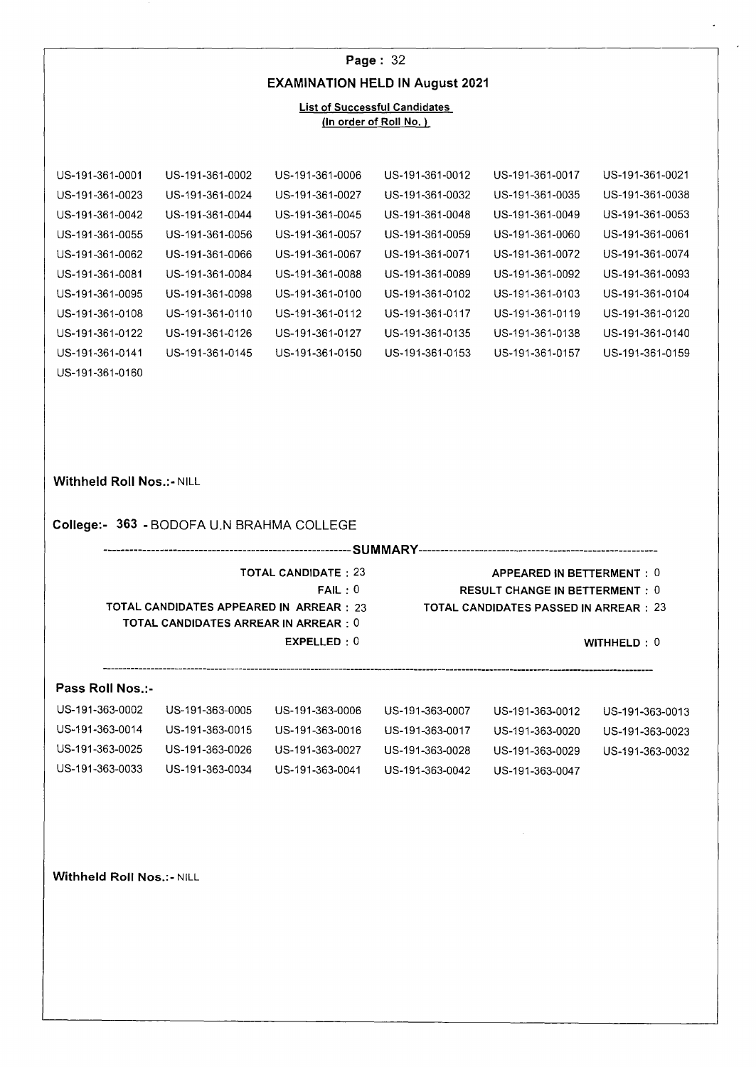## EXAMINATION HELD IN August 2021

**List of Successful Candidates**
**(In order of Roll No.)**

| | | | | | |
|---|---|---|---|---|---|
| US-191-361-0001 | US-191-361-0002 | US-191-361-0006 | US-191-361-0012 | US-191-361-0017 | US-191-361-0021 |
| US-191-361-0023 | US-191-361-0024 | US-191-361-0027 | US-191-361-0032 | US-191-361-0035 | US-191-361-0038 |
| US-191-361-0042 | US-191-361-0044 | US-191-361-0045 | US-191-361-0048 | US-191-361-0049 | US-191-361-0053 |
| US-191-361-0055 | US-191-361-0056 | US-191-361-0057 | US-191-361-0059 | US-191-361-0060 | US-191-361-0061 |
| US-191-361-0062 | US-191-361-0066 | US-191-361-0067 | US-191-361-0071 | US-191-361-0072 | US-191-361-0074 |
| US-191-361-0081 | US-191-361-0084 | US-191-361-0088 | US-191-361-0089 | US-191-361-0092 | US-191-361-0093 |
| US-191-361-0095 | US-191-361-0098 | US-191-361-0100 | US-191-361-0102 | US-191-361-0103 | US-191-361-0104 |
| US-191-361-0108 | US-191-361-0110 | US-191-361-0112 | US-191-361-0117 | US-191-361-0119 | US-191-361-0120 |
| US-191-361-0122 | US-191-361-0126 | US-191-361-0127 | US-191-361-0135 | US-191-361-0138 | US-191-361-0140 |
| US-191-361-0141 | US-191-361-0145 | US-191-361-0150 | US-191-361-0153 | US-191-361-0157 | US-191-361-0159 |
| US-191-361-0160 | | | | | |

**Withheld Roll Nos.:-** NILL

**College:- 363 -** BODOFA U.N BRAHMA COLLEGE

**SUMMARY**

| | |
|---|---|
| **TOTAL CANDIDATE :** 23 | **APPEARED IN BETTERMENT :** 0 |
| **FAIL :** 0 | **RESULT CHANGE IN BETTERMENT :** 0 |
| **TOTAL CANDIDATES APPEARED IN ARREAR :** 23 | **TOTAL CANDIDATES PASSED IN ARREAR :** 23 |
| **TOTAL CANDIDATES ARREAR IN ARREAR :** 0 | |
| **EXPELLED :** 0 | **WITHHELD :** 0 |

**Pass Roll Nos.:-**

| | | | | | |
|---|---|---|---|---|---|
| US-191-363-0002 | US-191-363-0005 | US-191-363-0006 | US-191-363-0007 | US-191-363-0012 | US-191-363-0013 |
| US-191-363-0014 | US-191-363-0015 | US-191-363-0016 | US-191-363-0017 | US-191-363-0020 | US-191-363-0023 |
| US-191-363-0025 | US-191-363-0026 | US-191-363-0027 | US-191-363-0028 | US-191-363-0029 | US-191-363-0032 |
| US-191-363-0033 | US-191-363-0034 | US-191-363-0041 | US-191-363-0042 | US-191-363-0047 | |

**Withheld Roll Nos.:-** NILL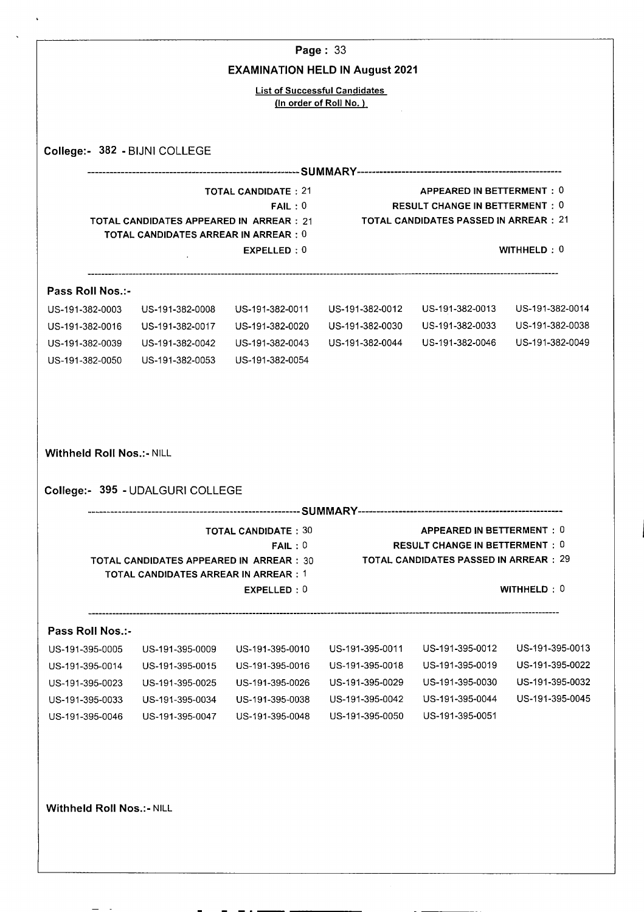## EXAMINATION HELD IN August 2021

**List of Successful Candidates**
**(In order of Roll No.)**

### College:- 382 - BIJNI COLLEGE

----------------------------------------SUMMARY----------------------------------------

| | | | |
|---|---|---|---|
| TOTAL CANDIDATE : | 21 | APPEARED IN BETTERMENT : | 0 |
| FAIL : | 0 | RESULT CHANGE IN BETTERMENT : | 0 |
| TOTAL CANDIDATES APPEARED IN ARREAR : | 21 | TOTAL CANDIDATES PASSED IN ARREAR : | 21 |
| TOTAL CANDIDATES ARREAR IN ARREAR : | 0 | | |
| EXPELLED : | 0 | WITHHELD : | 0 |

**Pass Roll Nos.:-**

| | | | | | |
|---|---|---|---|---|---|
| US-191-382-0003 | US-191-382-0008 | US-191-382-0011 | US-191-382-0012 | US-191-382-0013 | US-191-382-0014 |
| US-191-382-0016 | US-191-382-0017 | US-191-382-0020 | US-191-382-0030 | US-191-382-0033 | US-191-382-0038 |
| US-191-382-0039 | US-191-382-0042 | US-191-382-0043 | US-191-382-0044 | US-191-382-0046 | US-191-382-0049 |
| US-191-382-0050 | US-191-382-0053 | US-191-382-0054 | | | |

**Withheld Roll Nos.:-** NILL

### College:- 395 - UDALGURI COLLEGE

----------------------------------------SUMMARY----------------------------------------

| | | | |
|---|---|---|---|
| TOTAL CANDIDATE : | 30 | APPEARED IN BETTERMENT : | 0 |
| FAIL : | 0 | RESULT CHANGE IN BETTERMENT : | 0 |
| TOTAL CANDIDATES APPEARED IN ARREAR : | 30 | TOTAL CANDIDATES PASSED IN ARREAR : | 29 |
| TOTAL CANDIDATES ARREAR IN ARREAR : | 1 | | |
| EXPELLED : | 0 | WITHHELD : | 0 |

**Pass Roll Nos.:-**

| | | | | | |
|---|---|---|---|---|---|
| US-191-395-0005 | US-191-395-0009 | US-191-395-0010 | US-191-395-0011 | US-191-395-0012 | US-191-395-0013 |
| US-191-395-0014 | US-191-395-0015 | US-191-395-0016 | US-191-395-0018 | US-191-395-0019 | US-191-395-0022 |
| US-191-395-0023 | US-191-395-0025 | US-191-395-0026 | US-191-395-0029 | US-191-395-0030 | US-191-395-0032 |
| US-191-395-0033 | US-191-395-0034 | US-191-395-0038 | US-191-395-0042 | US-191-395-0044 | US-191-395-0045 |
| US-191-395-0046 | US-191-395-0047 | US-191-395-0048 | US-191-395-0050 | US-191-395-0051 | |

**Withheld Roll Nos.:-** NILL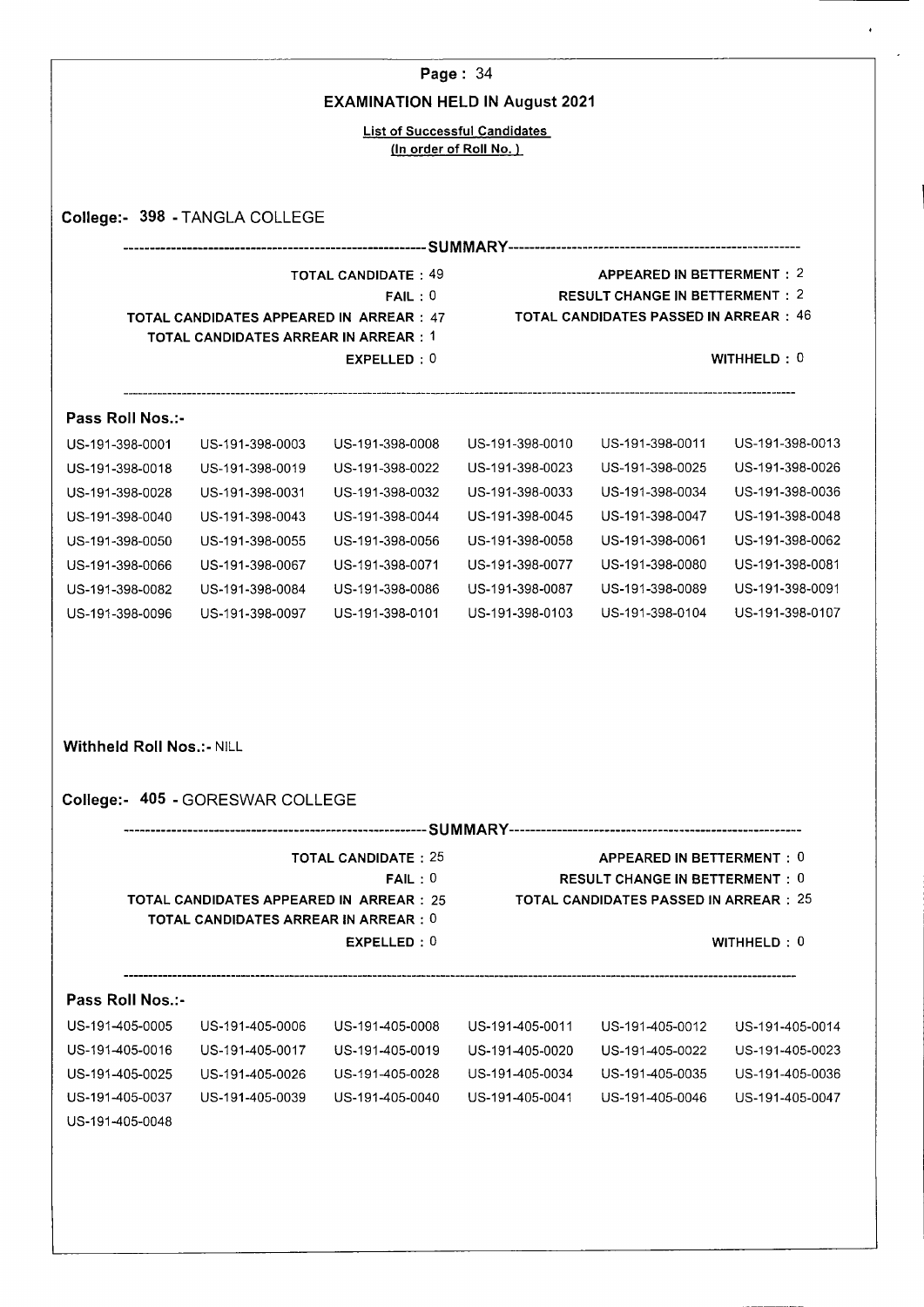**Page : 34**

## EXAMINATION HELD IN August 2021

**List of Successful Candidates**
**(In order of Roll No.)**

### College:- 398 - TANGLA COLLEGE

---SUMMARY---

| | |
|---|---|
| TOTAL CANDIDATE : 49 | APPEARED IN BETTERMENT : 2 |
| FAIL : 0 | RESULT CHANGE IN BETTERMENT : 2 |
| TOTAL CANDIDATES APPEARED IN ARREAR : 47 | TOTAL CANDIDATES PASSED IN ARREAR : 46 |
| TOTAL CANDIDATES ARREAR IN ARREAR : 1 | |
| EXPELLED : 0 | WITHHELD : 0 |

**Pass Roll Nos.:-**

| | | | | | |
|---|---|---|---|---|---|
| US-191-398-0001 | US-191-398-0003 | US-191-398-0008 | US-191-398-0010 | US-191-398-0011 | US-191-398-0013 |
| US-191-398-0018 | US-191-398-0019 | US-191-398-0022 | US-191-398-0023 | US-191-398-0025 | US-191-398-0026 |
| US-191-398-0028 | US-191-398-0031 | US-191-398-0032 | US-191-398-0033 | US-191-398-0034 | US-191-398-0036 |
| US-191-398-0040 | US-191-398-0043 | US-191-398-0044 | US-191-398-0045 | US-191-398-0047 | US-191-398-0048 |
| US-191-398-0050 | US-191-398-0055 | US-191-398-0056 | US-191-398-0058 | US-191-398-0061 | US-191-398-0062 |
| US-191-398-0066 | US-191-398-0067 | US-191-398-0071 | US-191-398-0077 | US-191-398-0080 | US-191-398-0081 |
| US-191-398-0082 | US-191-398-0084 | US-191-398-0086 | US-191-398-0087 | US-191-398-0089 | US-191-398-0091 |
| US-191-398-0096 | US-191-398-0097 | US-191-398-0101 | US-191-398-0103 | US-191-398-0104 | US-191-398-0107 |

**Withheld Roll Nos.:-** NILL

### College:- 405 - GORESWAR COLLEGE

---SUMMARY---

| | |
|---|---|
| TOTAL CANDIDATE : 25 | APPEARED IN BETTERMENT : 0 |
| FAIL : 0 | RESULT CHANGE IN BETTERMENT : 0 |
| TOTAL CANDIDATES APPEARED IN ARREAR : 25 | TOTAL CANDIDATES PASSED IN ARREAR : 25 |
| TOTAL CANDIDATES ARREAR IN ARREAR : 0 | |
| EXPELLED : 0 | WITHHELD : 0 |

**Pass Roll Nos.:-**

| | | | | | |
|---|---|---|---|---|---|
| US-191-405-0005 | US-191-405-0006 | US-191-405-0008 | US-191-405-0011 | US-191-405-0012 | US-191-405-0014 |
| US-191-405-0016 | US-191-405-0017 | US-191-405-0019 | US-191-405-0020 | US-191-405-0022 | US-191-405-0023 |
| US-191-405-0025 | US-191-405-0026 | US-191-405-0028 | US-191-405-0034 | US-191-405-0035 | US-191-405-0036 |
| US-191-405-0037 | US-191-405-0039 | US-191-405-0040 | US-191-405-0041 | US-191-405-0046 | US-191-405-0047 |
| US-191-405-0048 | | | | | |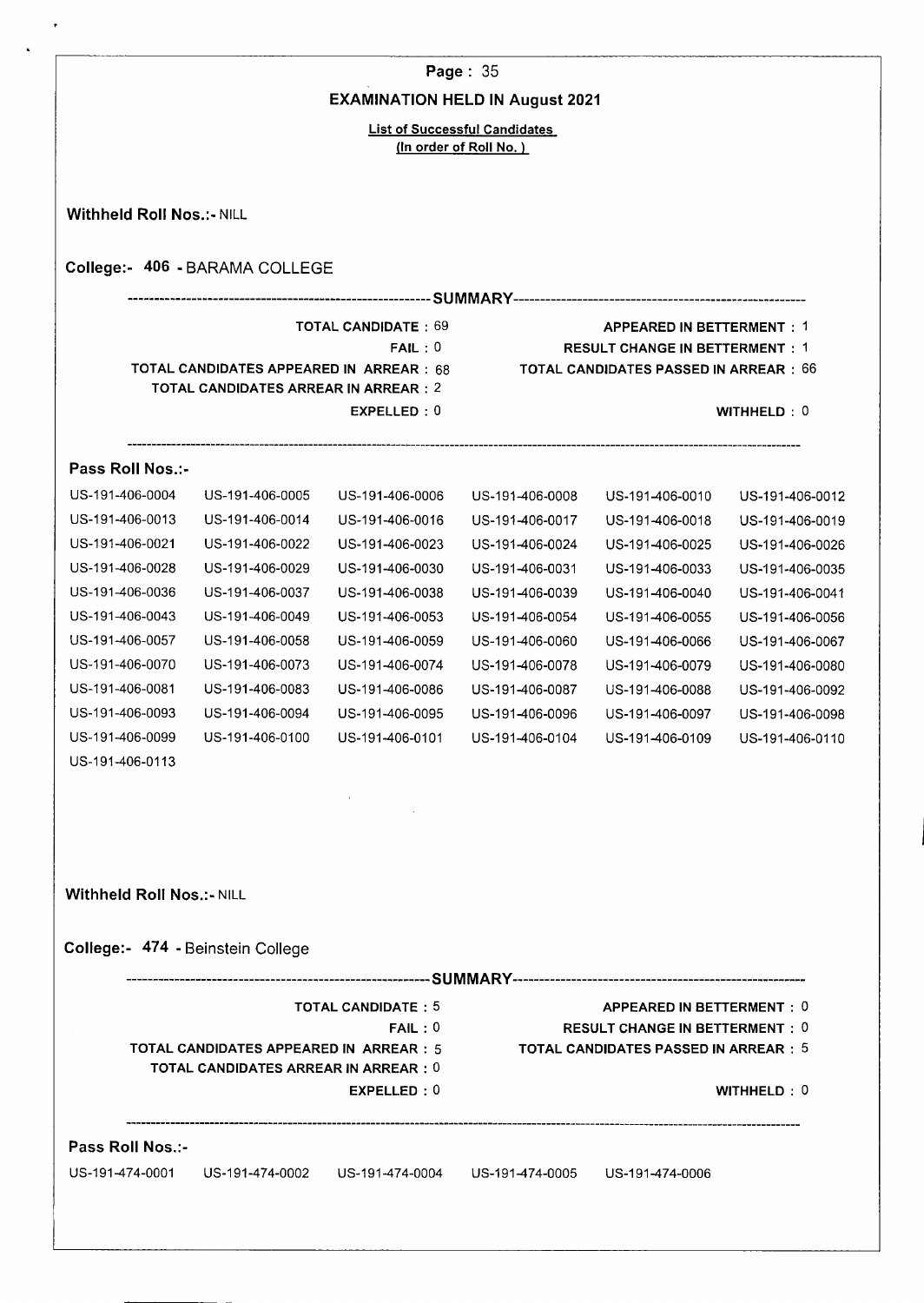**EXAMINATION HELD IN August 2021**

**List of Successful Candidates**
**(In order of Roll No.)**

**Withheld Roll Nos.:-** NILL

**College:- 406 - BARAMA COLLEGE**

-------------------- SUMMARY --------------------

TOTAL CANDIDATE : 69
FAIL : 0
TOTAL CANDIDATES APPEARED IN ARREAR : 68
TOTAL CANDIDATES ARREAR IN ARREAR : 2
EXPELLED : 0

APPEARED IN BETTERMENT : 1
RESULT CHANGE IN BETTERMENT : 1
TOTAL CANDIDATES PASSED IN ARREAR : 66
WITHHELD : 0

**Pass Roll Nos.:-**

| | | | | | |
|---|---|---|---|---|---|
| US-191-406-0004 | US-191-406-0005 | US-191-406-0006 | US-191-406-0008 | US-191-406-0010 | US-191-406-0012 |
| US-191-406-0013 | US-191-406-0014 | US-191-406-0016 | US-191-406-0017 | US-191-406-0018 | US-191-406-0019 |
| US-191-406-0021 | US-191-406-0022 | US-191-406-0023 | US-191-406-0024 | US-191-406-0025 | US-191-406-0026 |
| US-191-406-0028 | US-191-406-0029 | US-191-406-0030 | US-191-406-0031 | US-191-406-0033 | US-191-406-0035 |
| US-191-406-0036 | US-191-406-0037 | US-191-406-0038 | US-191-406-0039 | US-191-406-0040 | US-191-406-0041 |
| US-191-406-0043 | US-191-406-0049 | US-191-406-0053 | US-191-406-0054 | US-191-406-0055 | US-191-406-0056 |
| US-191-406-0057 | US-191-406-0058 | US-191-406-0059 | US-191-406-0060 | US-191-406-0066 | US-191-406-0067 |
| US-191-406-0070 | US-191-406-0073 | US-191-406-0074 | US-191-406-0078 | US-191-406-0079 | US-191-406-0080 |
| US-191-406-0081 | US-191-406-0083 | US-191-406-0086 | US-191-406-0087 | US-191-406-0088 | US-191-406-0092 |
| US-191-406-0093 | US-191-406-0094 | US-191-406-0095 | US-191-406-0096 | US-191-406-0097 | US-191-406-0098 |
| US-191-406-0099 | US-191-406-0100 | US-191-406-0101 | US-191-406-0104 | US-191-406-0109 | US-191-406-0110 |
| US-191-406-0113 | | | | | |

**Withheld Roll Nos.:-** NILL

**College:- 474 - Beinstein College**

-------------------- SUMMARY --------------------

TOTAL CANDIDATE : 5
FAIL : 0
TOTAL CANDIDATES APPEARED IN ARREAR : 5
TOTAL CANDIDATES ARREAR IN ARREAR : 0
EXPELLED : 0

APPEARED IN BETTERMENT : 0
RESULT CHANGE IN BETTERMENT : 0
TOTAL CANDIDATES PASSED IN ARREAR : 5
WITHHELD : 0

**Pass Roll Nos.:-**

| | | | | |
|---|---|---|---|---|
| US-191-474-0001 | US-191-474-0002 | US-191-474-0004 | US-191-474-0005 | US-191-474-0006 |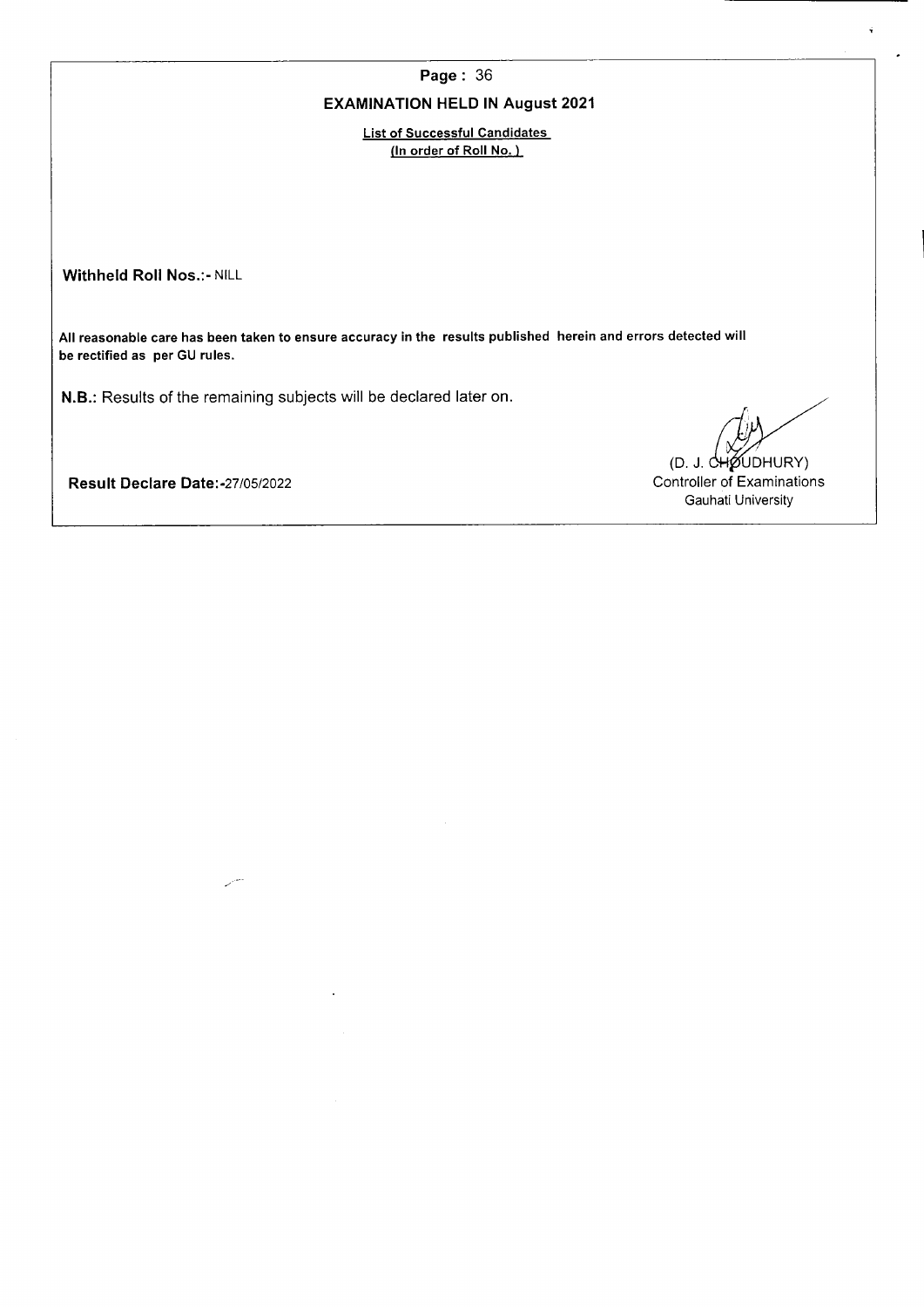## EXAMINATION HELD IN August 2021

List of Successful Candidates
(In order of Roll No.)

**Withheld Roll Nos.:-** NILL

**All reasonable care has been taken to ensure accuracy in the results published herein and errors detected will be rectified as per GU rules.**

**N.B.:** Results of the remaining subjects will be declared later on.

**Result Declare Date:-**27/05/2022

(D. J. CHOUDHURY)
Controller of Examinations
Gauhati University